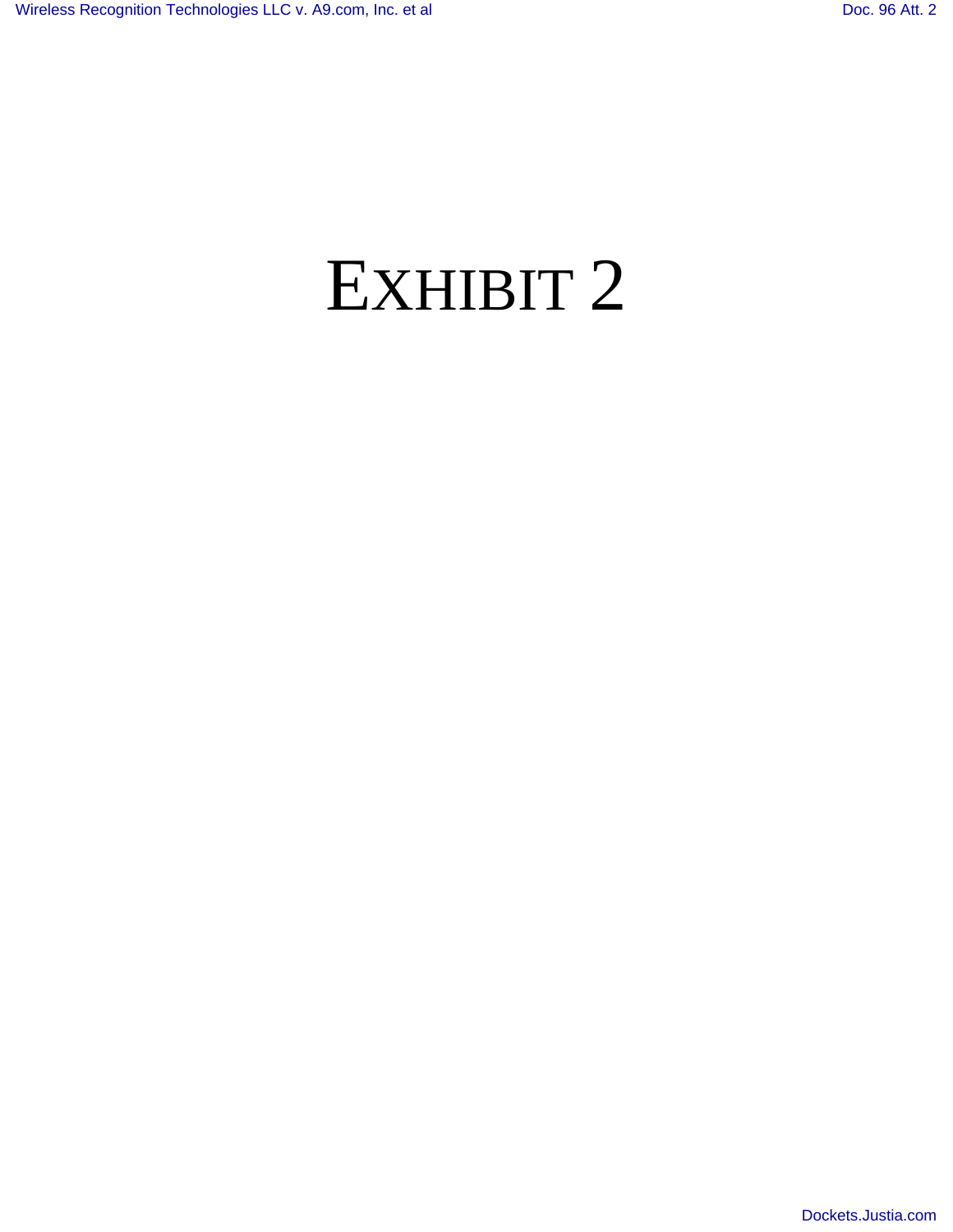# EXHIBIT 2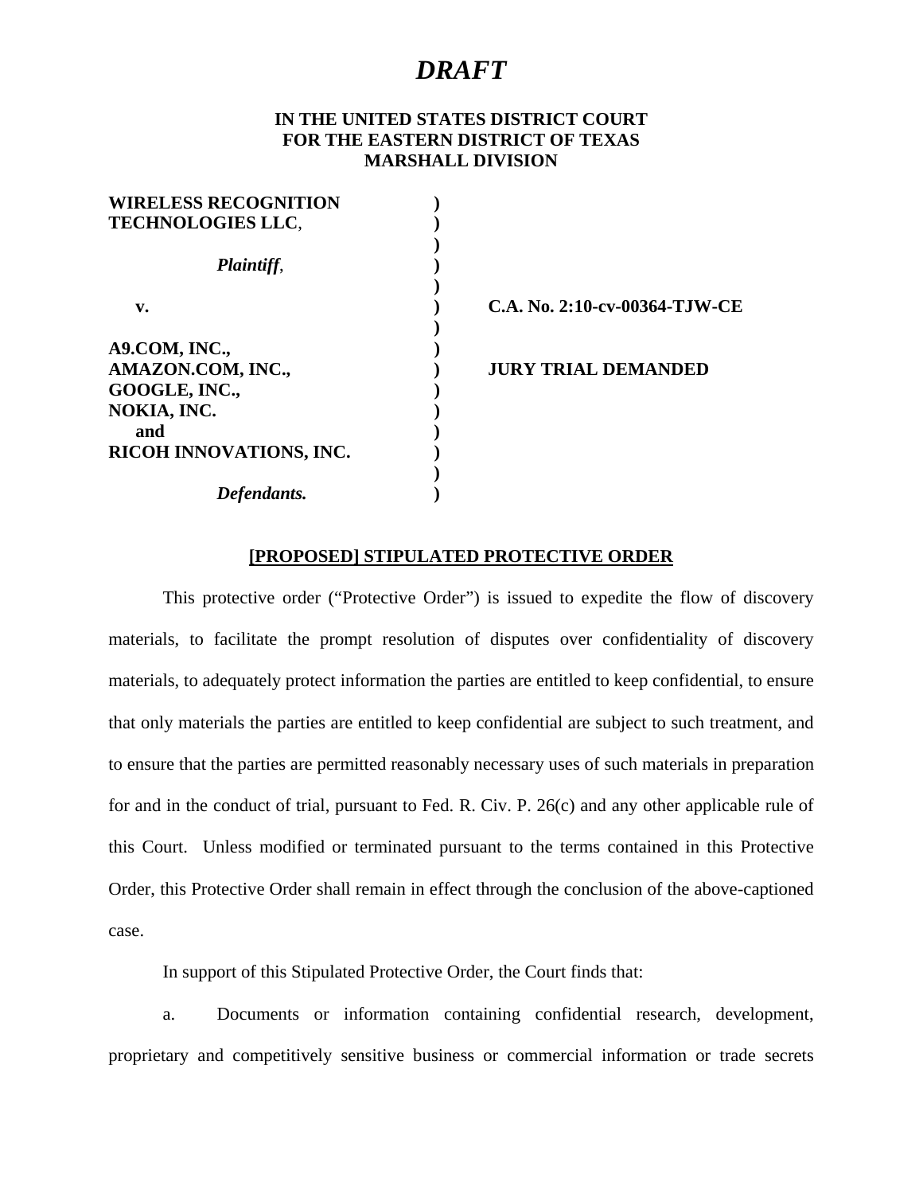# *DRAFT*

**IN THE UNITED STATES DISTRICT COURT**
**FOR THE EASTERN DISTRICT OF TEXAS**
**MARSHALL DIVISION**

| | | |
|---|---|---|
| **WIRELESS RECOGNITION TECHNOLOGIES LLC**, | ) | |
| | ) | |
| ***Plaintiff***, | ) | |
| | ) | |
| **v.** | ) | **C.A. No. 2:10-cv-00364-TJW-CE** |
| | ) | |
| **A9.COM, INC.,** | ) | |
| **AMAZON.COM, INC.,** | ) | **JURY TRIAL DEMANDED** |
| **GOOGLE, INC.,** | ) | |
| **NOKIA, INC.** | ) | |
| **and** | ) | |
| **RICOH INNOVATIONS, INC.** | ) | |
| | ) | |
| ***Defendants.*** | ) | |

**[PROPOSED] STIPULATED PROTECTIVE ORDER**

This protective order ("Protective Order") is issued to expedite the flow of discovery materials, to facilitate the prompt resolution of disputes over confidentiality of discovery materials, to adequately protect information the parties are entitled to keep confidential, to ensure that only materials the parties are entitled to keep confidential are subject to such treatment, and to ensure that the parties are permitted reasonably necessary uses of such materials in preparation for and in the conduct of trial, pursuant to Fed. R. Civ. P. 26(c) and any other applicable rule of this Court. Unless modified or terminated pursuant to the terms contained in this Protective Order, this Protective Order shall remain in effect through the conclusion of the above-captioned case.

In support of this Stipulated Protective Order, the Court finds that:

a. Documents or information containing confidential research, development, proprietary and competitively sensitive business or commercial information or trade secrets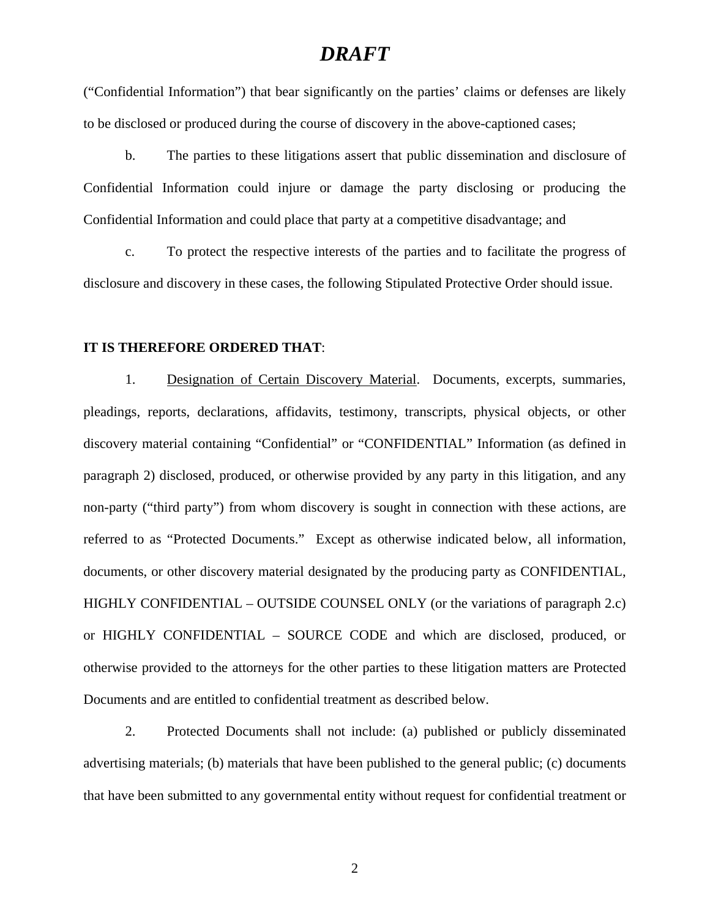# *DRAFT*

("Confidential Information") that bear significantly on the parties' claims or defenses are likely to be disclosed or produced during the course of discovery in the above-captioned cases;

b. The parties to these litigations assert that public dissemination and disclosure of Confidential Information could injure or damage the party disclosing or producing the Confidential Information and could place that party at a competitive disadvantage; and

c. To protect the respective interests of the parties and to facilitate the progress of disclosure and discovery in these cases, the following Stipulated Protective Order should issue.

**IT IS THEREFORE ORDERED THAT**:

1. <u>Designation of Certain Discovery Material</u>. Documents, excerpts, summaries, pleadings, reports, declarations, affidavits, testimony, transcripts, physical objects, or other discovery material containing "Confidential" or "CONFIDENTIAL" Information (as defined in paragraph 2) disclosed, produced, or otherwise provided by any party in this litigation, and any non-party ("third party") from whom discovery is sought in connection with these actions, are referred to as "Protected Documents." Except as otherwise indicated below, all information, documents, or other discovery material designated by the producing party as CONFIDENTIAL, HIGHLY CONFIDENTIAL – OUTSIDE COUNSEL ONLY (or the variations of paragraph 2.c) or HIGHLY CONFIDENTIAL – SOURCE CODE and which are disclosed, produced, or otherwise provided to the attorneys for the other parties to these litigation matters are Protected Documents and are entitled to confidential treatment as described below.

2. Protected Documents shall not include: (a) published or publicly disseminated advertising materials; (b) materials that have been published to the general public; (c) documents that have been submitted to any governmental entity without request for confidential treatment or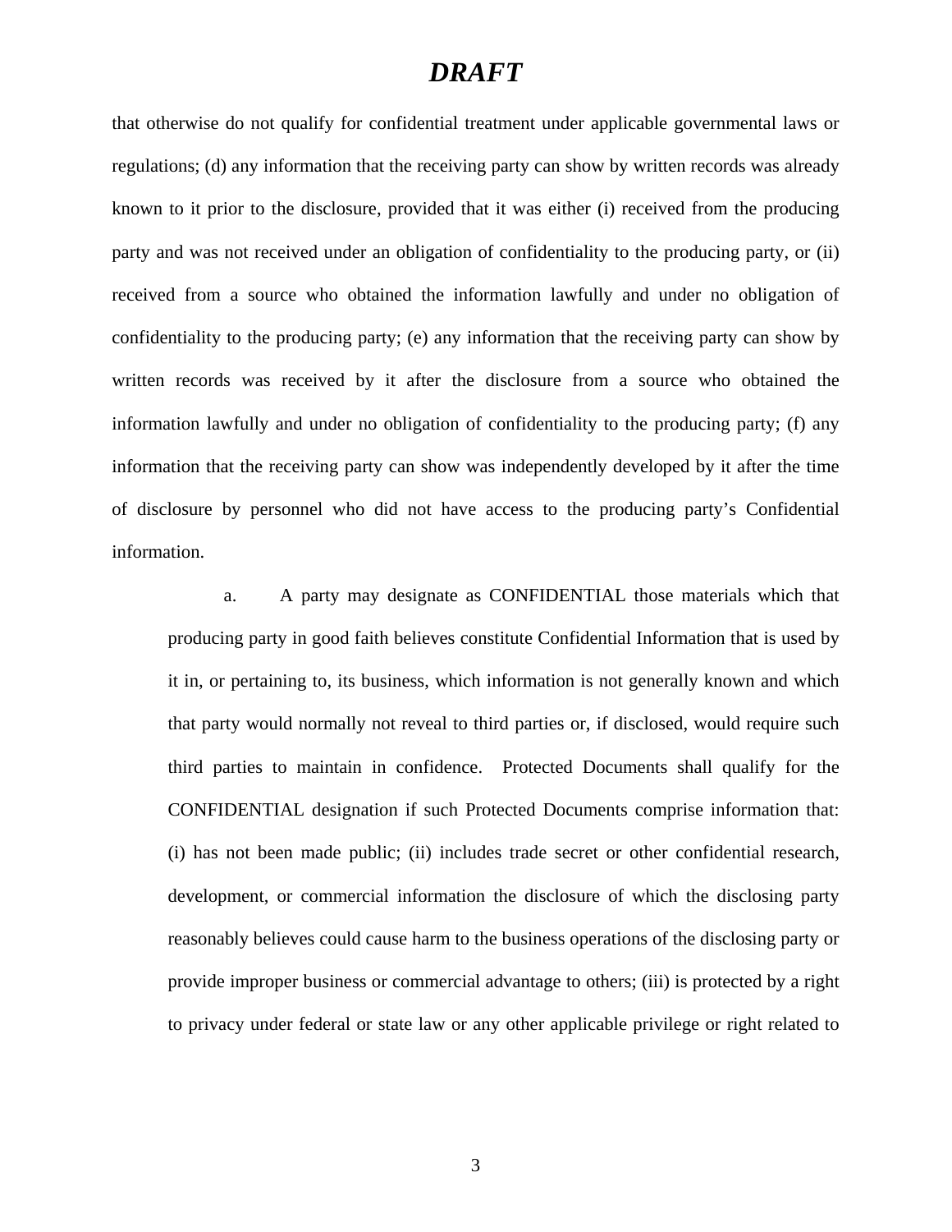# *DRAFT*

that otherwise do not qualify for confidential treatment under applicable governmental laws or regulations; (d) any information that the receiving party can show by written records was already known to it prior to the disclosure, provided that it was either (i) received from the producing party and was not received under an obligation of confidentiality to the producing party, or (ii) received from a source who obtained the information lawfully and under no obligation of confidentiality to the producing party; (e) any information that the receiving party can show by written records was received by it after the disclosure from a source who obtained the information lawfully and under no obligation of confidentiality to the producing party; (f) any information that the receiving party can show was independently developed by it after the time of disclosure by personnel who did not have access to the producing party's Confidential information.

> a. A party may designate as CONFIDENTIAL those materials which that producing party in good faith believes constitute Confidential Information that is used by it in, or pertaining to, its business, which information is not generally known and which that party would normally not reveal to third parties or, if disclosed, would require such third parties to maintain in confidence. Protected Documents shall qualify for the CONFIDENTIAL designation if such Protected Documents comprise information that: (i) has not been made public; (ii) includes trade secret or other confidential research, development, or commercial information the disclosure of which the disclosing party reasonably believes could cause harm to the business operations of the disclosing party or provide improper business or commercial advantage to others; (iii) is protected by a right to privacy under federal or state law or any other applicable privilege or right related to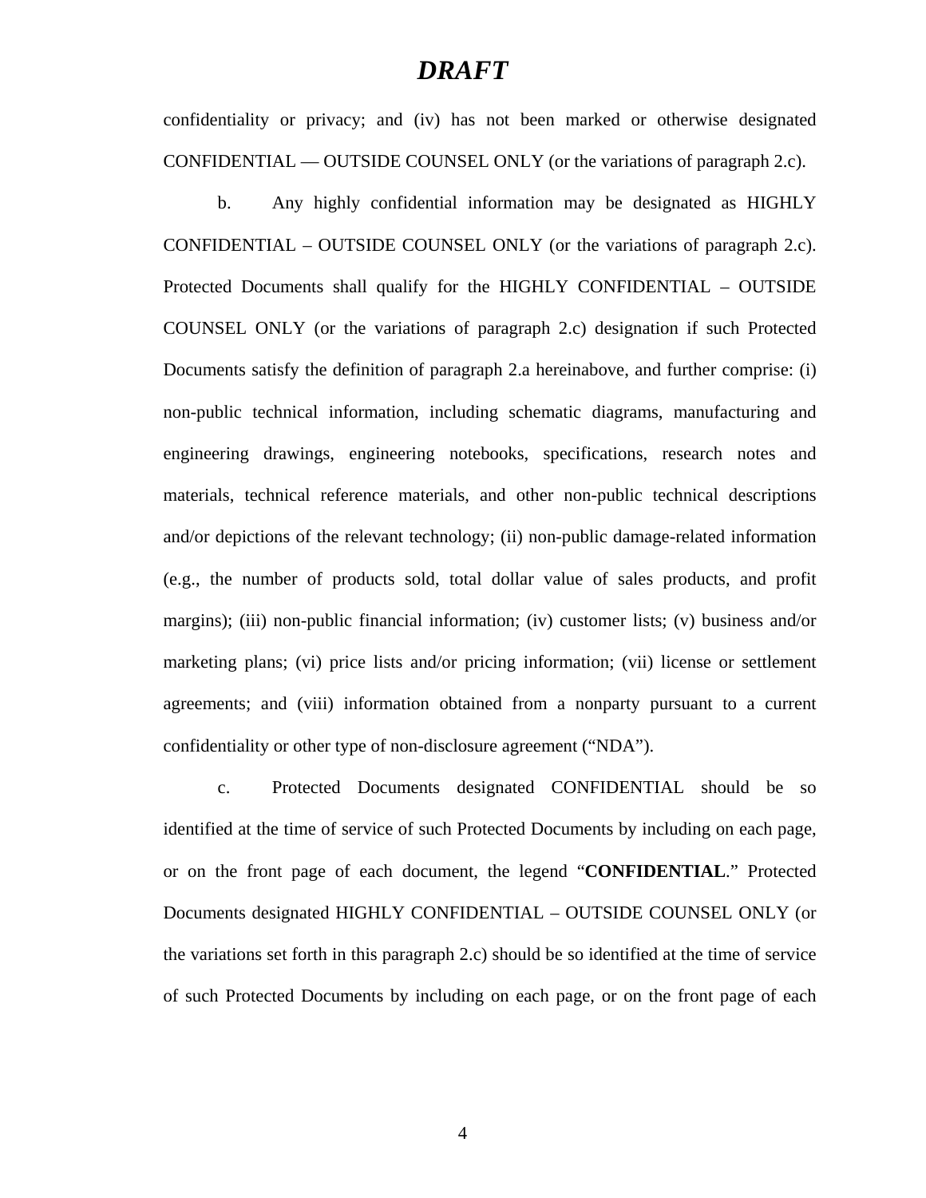# *DRAFT*

confidentiality or privacy; and (iv) has not been marked or otherwise designated CONFIDENTIAL — OUTSIDE COUNSEL ONLY (or the variations of paragraph 2.c).

b. Any highly confidential information may be designated as HIGHLY CONFIDENTIAL – OUTSIDE COUNSEL ONLY (or the variations of paragraph 2.c). Protected Documents shall qualify for the HIGHLY CONFIDENTIAL – OUTSIDE COUNSEL ONLY (or the variations of paragraph 2.c) designation if such Protected Documents satisfy the definition of paragraph 2.a hereinabove, and further comprise: (i) non-public technical information, including schematic diagrams, manufacturing and engineering drawings, engineering notebooks, specifications, research notes and materials, technical reference materials, and other non-public technical descriptions and/or depictions of the relevant technology; (ii) non-public damage-related information (e.g., the number of products sold, total dollar value of sales products, and profit margins); (iii) non-public financial information; (iv) customer lists; (v) business and/or marketing plans; (vi) price lists and/or pricing information; (vii) license or settlement agreements; and (viii) information obtained from a nonparty pursuant to a current confidentiality or other type of non-disclosure agreement ("NDA").

c. Protected Documents designated CONFIDENTIAL should be so identified at the time of service of such Protected Documents by including on each page, or on the front page of each document, the legend "**CONFIDENTIAL**." Protected Documents designated HIGHLY CONFIDENTIAL – OUTSIDE COUNSEL ONLY (or the variations set forth in this paragraph 2.c) should be so identified at the time of service of such Protected Documents by including on each page, or on the front page of each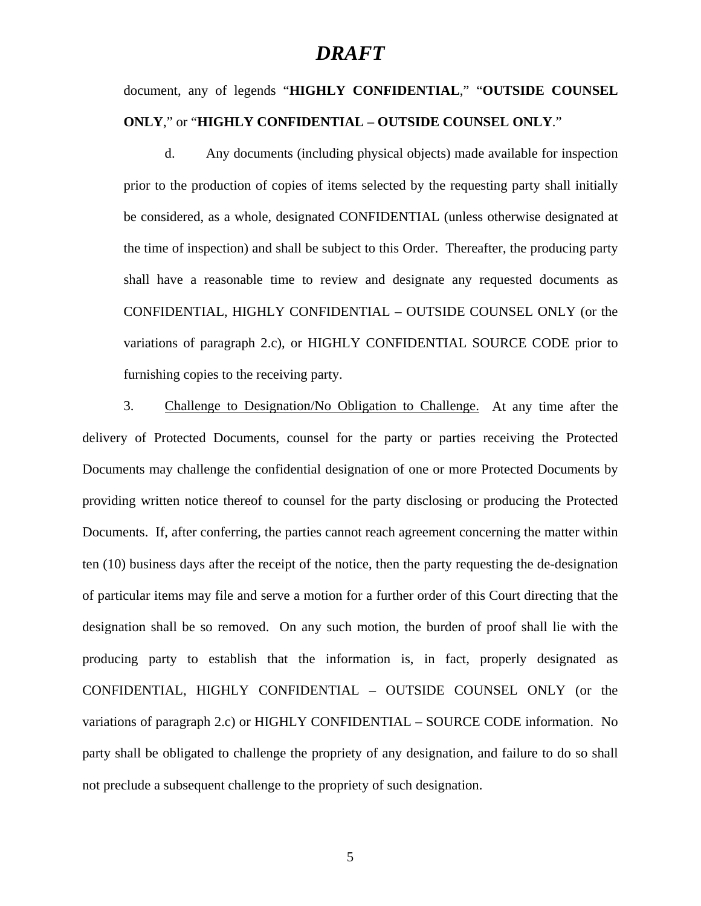***DRAFT***

document, any of legends "**HIGHLY CONFIDENTIAL**," "**OUTSIDE COUNSEL ONLY**," or "**HIGHLY CONFIDENTIAL – OUTSIDE COUNSEL ONLY**."

d. Any documents (including physical objects) made available for inspection prior to the production of copies of items selected by the requesting party shall initially be considered, as a whole, designated CONFIDENTIAL (unless otherwise designated at the time of inspection) and shall be subject to this Order. Thereafter, the producing party shall have a reasonable time to review and designate any requested documents as CONFIDENTIAL, HIGHLY CONFIDENTIAL – OUTSIDE COUNSEL ONLY (or the variations of paragraph 2.c), or HIGHLY CONFIDENTIAL SOURCE CODE prior to furnishing copies to the receiving party.

3. <u>Challenge to Designation/No Obligation to Challenge.</u> At any time after the delivery of Protected Documents, counsel for the party or parties receiving the Protected Documents may challenge the confidential designation of one or more Protected Documents by providing written notice thereof to counsel for the party disclosing or producing the Protected Documents. If, after conferring, the parties cannot reach agreement concerning the matter within ten (10) business days after the receipt of the notice, then the party requesting the de-designation of particular items may file and serve a motion for a further order of this Court directing that the designation shall be so removed. On any such motion, the burden of proof shall lie with the producing party to establish that the information is, in fact, properly designated as CONFIDENTIAL, HIGHLY CONFIDENTIAL – OUTSIDE COUNSEL ONLY (or the variations of paragraph 2.c) or HIGHLY CONFIDENTIAL – SOURCE CODE information. No party shall be obligated to challenge the propriety of any designation, and failure to do so shall not preclude a subsequent challenge to the propriety of such designation.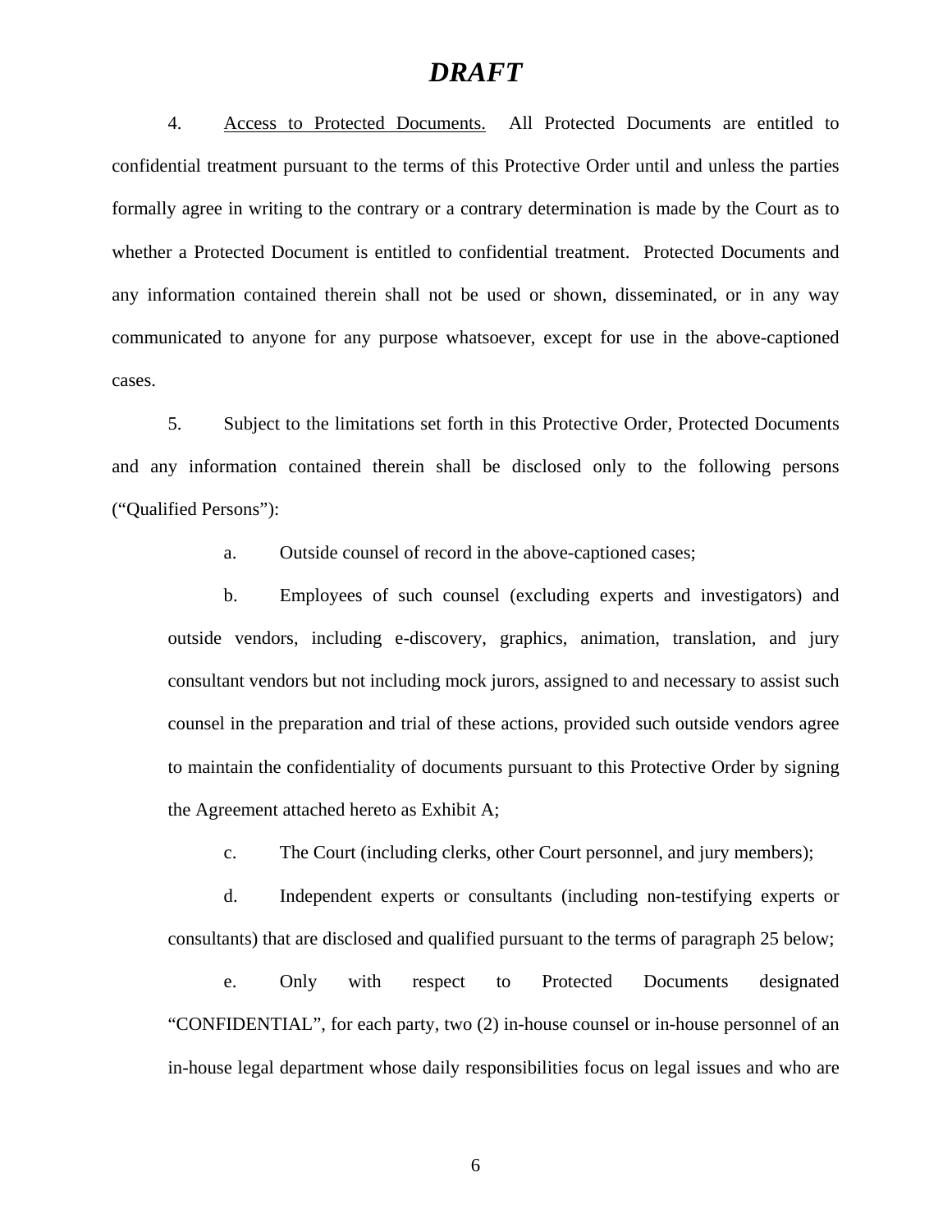# *DRAFT*

4. Access to Protected Documents. All Protected Documents are entitled to confidential treatment pursuant to the terms of this Protective Order until and unless the parties formally agree in writing to the contrary or a contrary determination is made by the Court as to whether a Protected Document is entitled to confidential treatment. Protected Documents and any information contained therein shall not be used or shown, disseminated, or in any way communicated to anyone for any purpose whatsoever, except for use in the above-captioned cases.

5. Subject to the limitations set forth in this Protective Order, Protected Documents and any information contained therein shall be disclosed only to the following persons ("Qualified Persons"):

a. Outside counsel of record in the above-captioned cases;

b. Employees of such counsel (excluding experts and investigators) and outside vendors, including e-discovery, graphics, animation, translation, and jury consultant vendors but not including mock jurors, assigned to and necessary to assist such counsel in the preparation and trial of these actions, provided such outside vendors agree to maintain the confidentiality of documents pursuant to this Protective Order by signing the Agreement attached hereto as Exhibit A;

c. The Court (including clerks, other Court personnel, and jury members);

d. Independent experts or consultants (including non-testifying experts or consultants) that are disclosed and qualified pursuant to the terms of paragraph 25 below;

e. Only with respect to Protected Documents designated "CONFIDENTIAL", for each party, two (2) in-house counsel or in-house personnel of an in-house legal department whose daily responsibilities focus on legal issues and who are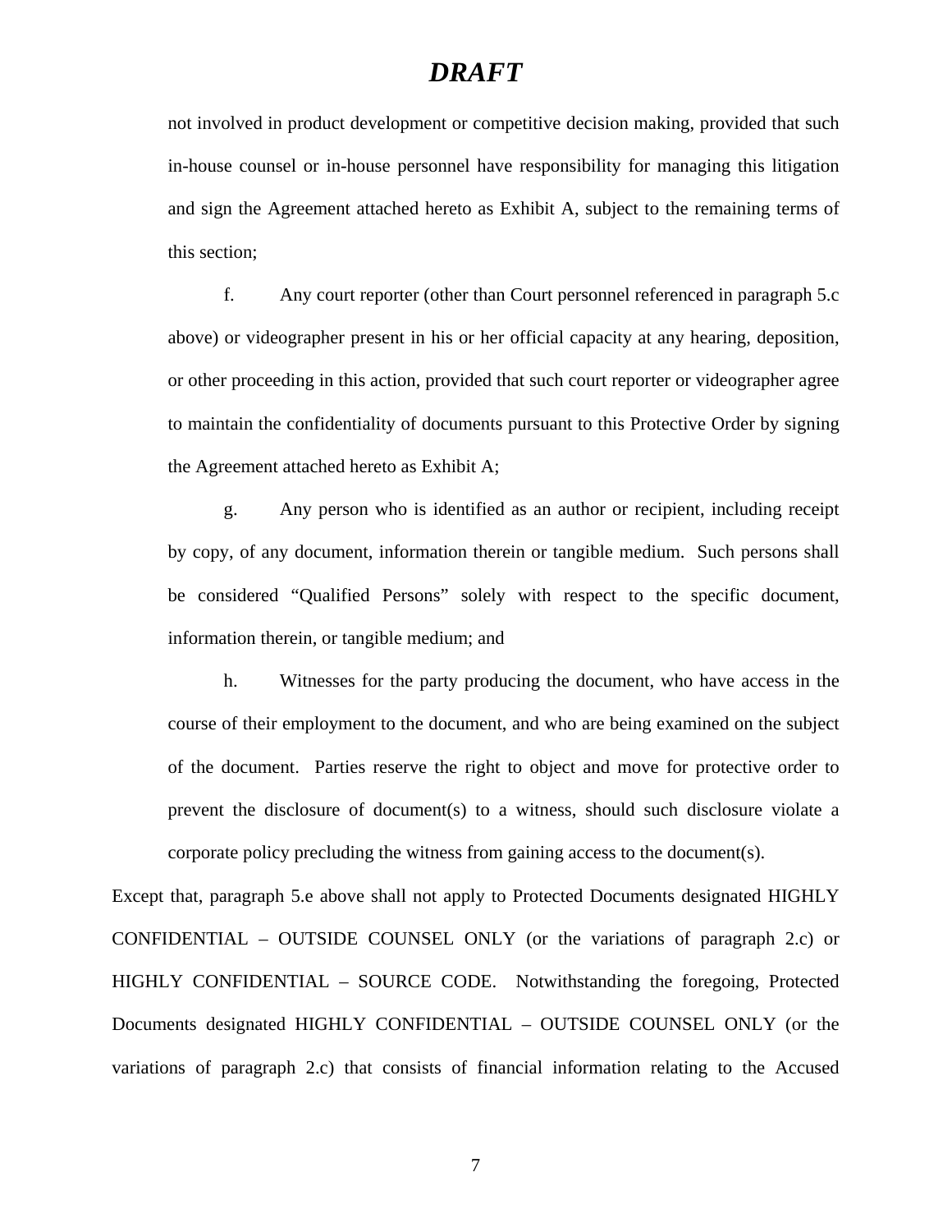# *DRAFT*

not involved in product development or competitive decision making, provided that such in-house counsel or in-house personnel have responsibility for managing this litigation and sign the Agreement attached hereto as Exhibit A, subject to the remaining terms of this section;

f. Any court reporter (other than Court personnel referenced in paragraph 5.c above) or videographer present in his or her official capacity at any hearing, deposition, or other proceeding in this action, provided that such court reporter or videographer agree to maintain the confidentiality of documents pursuant to this Protective Order by signing the Agreement attached hereto as Exhibit A;

g. Any person who is identified as an author or recipient, including receipt by copy, of any document, information therein or tangible medium. Such persons shall be considered "Qualified Persons" solely with respect to the specific document, information therein, or tangible medium; and

h. Witnesses for the party producing the document, who have access in the course of their employment to the document, and who are being examined on the subject of the document. Parties reserve the right to object and move for protective order to prevent the disclosure of document(s) to a witness, should such disclosure violate a corporate policy precluding the witness from gaining access to the document(s).

Except that, paragraph 5.e above shall not apply to Protected Documents designated HIGHLY CONFIDENTIAL – OUTSIDE COUNSEL ONLY (or the variations of paragraph 2.c) or HIGHLY CONFIDENTIAL – SOURCE CODE. Notwithstanding the foregoing, Protected Documents designated HIGHLY CONFIDENTIAL – OUTSIDE COUNSEL ONLY (or the variations of paragraph 2.c) that consists of financial information relating to the Accused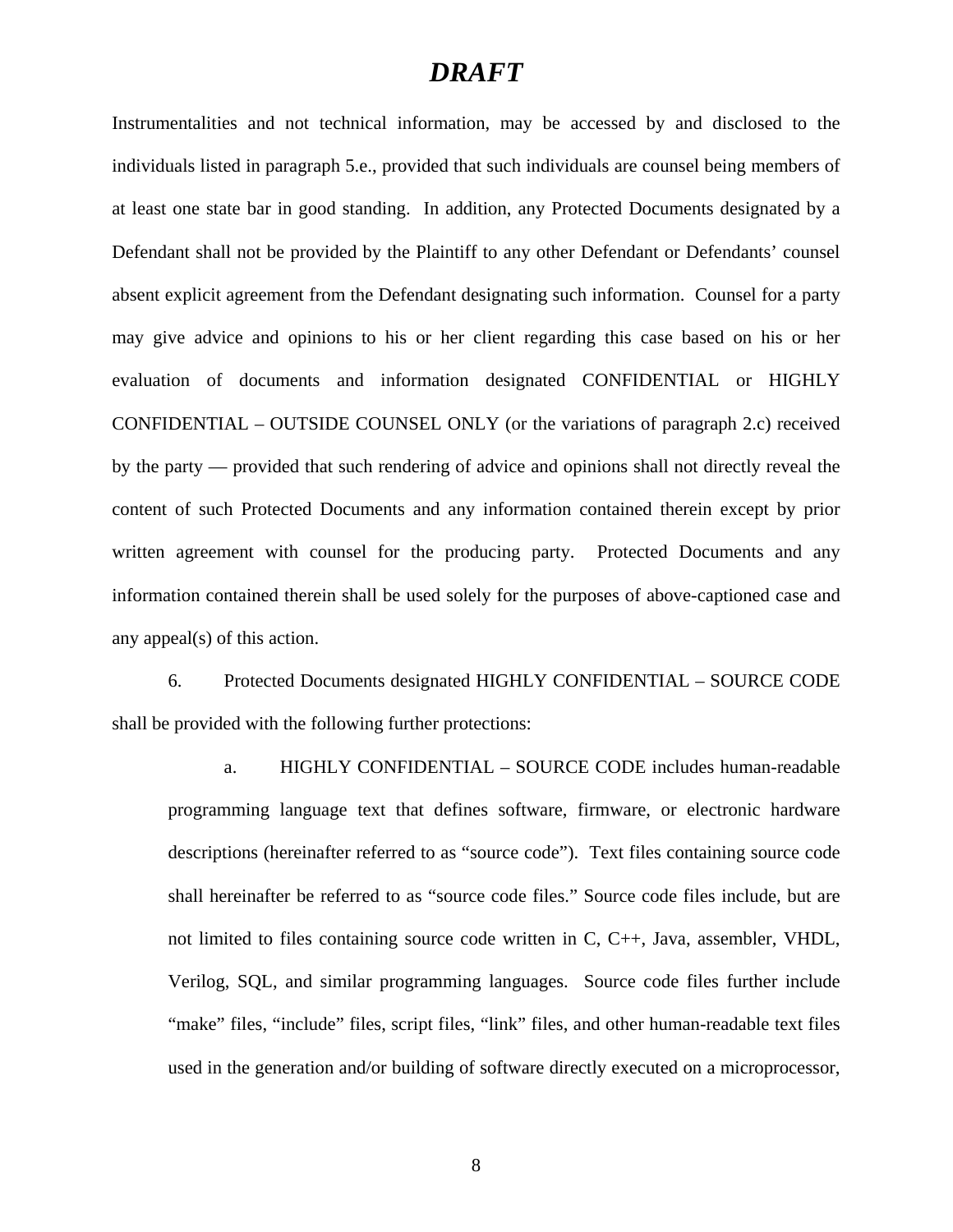# *DRAFT*

Instrumentalities and not technical information, may be accessed by and disclosed to the individuals listed in paragraph 5.e., provided that such individuals are counsel being members of at least one state bar in good standing. In addition, any Protected Documents designated by a Defendant shall not be provided by the Plaintiff to any other Defendant or Defendants' counsel absent explicit agreement from the Defendant designating such information. Counsel for a party may give advice and opinions to his or her client regarding this case based on his or her evaluation of documents and information designated CONFIDENTIAL or HIGHLY CONFIDENTIAL – OUTSIDE COUNSEL ONLY (or the variations of paragraph 2.c) received by the party — provided that such rendering of advice and opinions shall not directly reveal the content of such Protected Documents and any information contained therein except by prior written agreement with counsel for the producing party. Protected Documents and any information contained therein shall be used solely for the purposes of above-captioned case and any appeal(s) of this action.

6. Protected Documents designated HIGHLY CONFIDENTIAL – SOURCE CODE shall be provided with the following further protections:

a. HIGHLY CONFIDENTIAL – SOURCE CODE includes human-readable programming language text that defines software, firmware, or electronic hardware descriptions (hereinafter referred to as "source code"). Text files containing source code shall hereinafter be referred to as "source code files." Source code files include, but are not limited to files containing source code written in C, C++, Java, assembler, VHDL, Verilog, SQL, and similar programming languages. Source code files further include "make" files, "include" files, script files, "link" files, and other human-readable text files used in the generation and/or building of software directly executed on a microprocessor,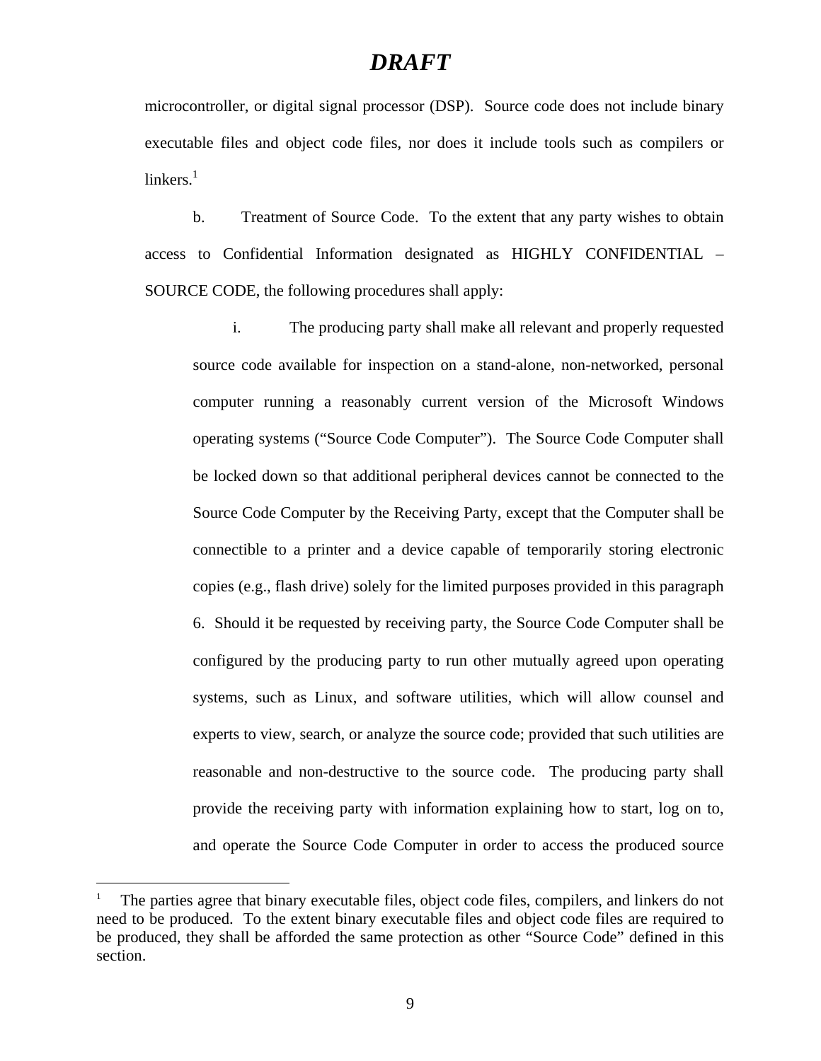# *DRAFT*

microcontroller, or digital signal processor (DSP). Source code does not include binary executable files and object code files, nor does it include tools such as compilers or linkers.[1]

b. Treatment of Source Code. To the extent that any party wishes to obtain access to Confidential Information designated as HIGHLY CONFIDENTIAL – SOURCE CODE, the following procedures shall apply:

i. The producing party shall make all relevant and properly requested source code available for inspection on a stand-alone, non-networked, personal computer running a reasonably current version of the Microsoft Windows operating systems ("Source Code Computer"). The Source Code Computer shall be locked down so that additional peripheral devices cannot be connected to the Source Code Computer by the Receiving Party, except that the Computer shall be connectible to a printer and a device capable of temporarily storing electronic copies (e.g., flash drive) solely for the limited purposes provided in this paragraph 6. Should it be requested by receiving party, the Source Code Computer shall be configured by the producing party to run other mutually agreed upon operating systems, such as Linux, and software utilities, which will allow counsel and experts to view, search, or analyze the source code; provided that such utilities are reasonable and non-destructive to the source code. The producing party shall provide the receiving party with information explaining how to start, log on to, and operate the Source Code Computer in order to access the produced source

---

[1] The parties agree that binary executable files, object code files, compilers, and linkers do not need to be produced. To the extent binary executable files and object code files are required to be produced, they shall be afforded the same protection as other "Source Code" defined in this section.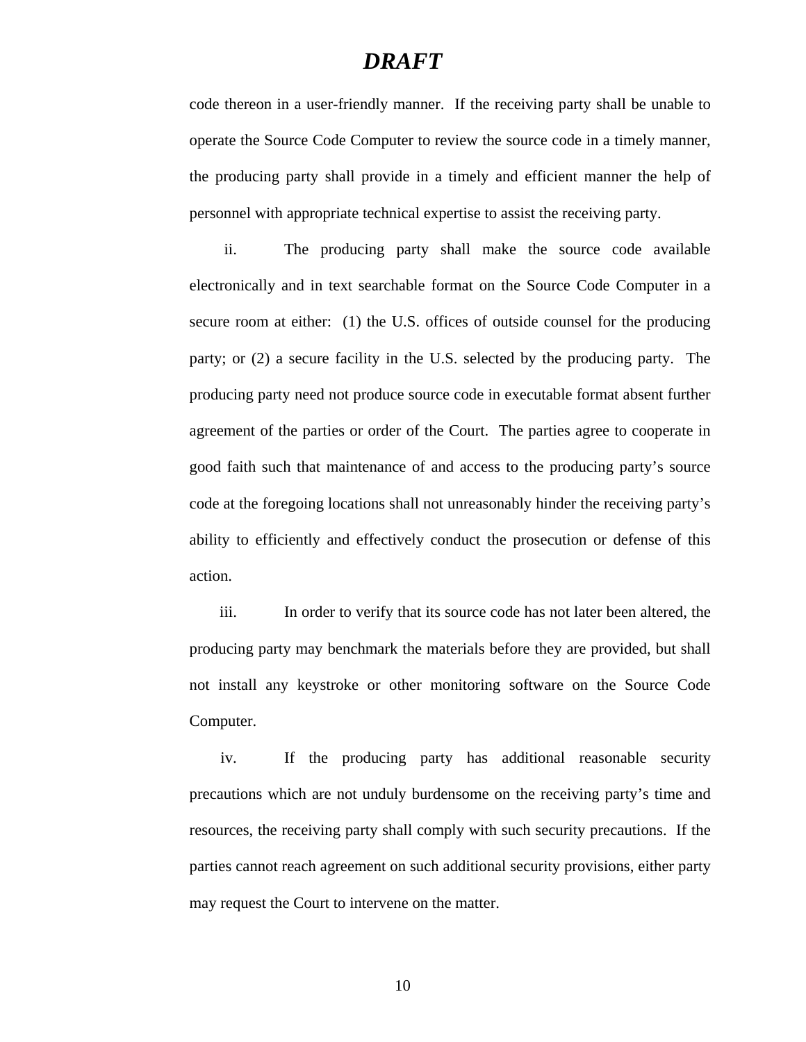code thereon in a user-friendly manner. If the receiving party shall be unable to operate the Source Code Computer to review the source code in a timely manner, the producing party shall provide in a timely and efficient manner the help of personnel with appropriate technical expertise to assist the receiving party.

ii. The producing party shall make the source code available electronically and in text searchable format on the Source Code Computer in a secure room at either: (1) the U.S. offices of outside counsel for the producing party; or (2) a secure facility in the U.S. selected by the producing party. The producing party need not produce source code in executable format absent further agreement of the parties or order of the Court. The parties agree to cooperate in good faith such that maintenance of and access to the producing party's source code at the foregoing locations shall not unreasonably hinder the receiving party's ability to efficiently and effectively conduct the prosecution or defense of this action.

iii. In order to verify that its source code has not later been altered, the producing party may benchmark the materials before they are provided, but shall not install any keystroke or other monitoring software on the Source Code Computer.

iv. If the producing party has additional reasonable security precautions which are not unduly burdensome on the receiving party's time and resources, the receiving party shall comply with such security precautions. If the parties cannot reach agreement on such additional security provisions, either party may request the Court to intervene on the matter.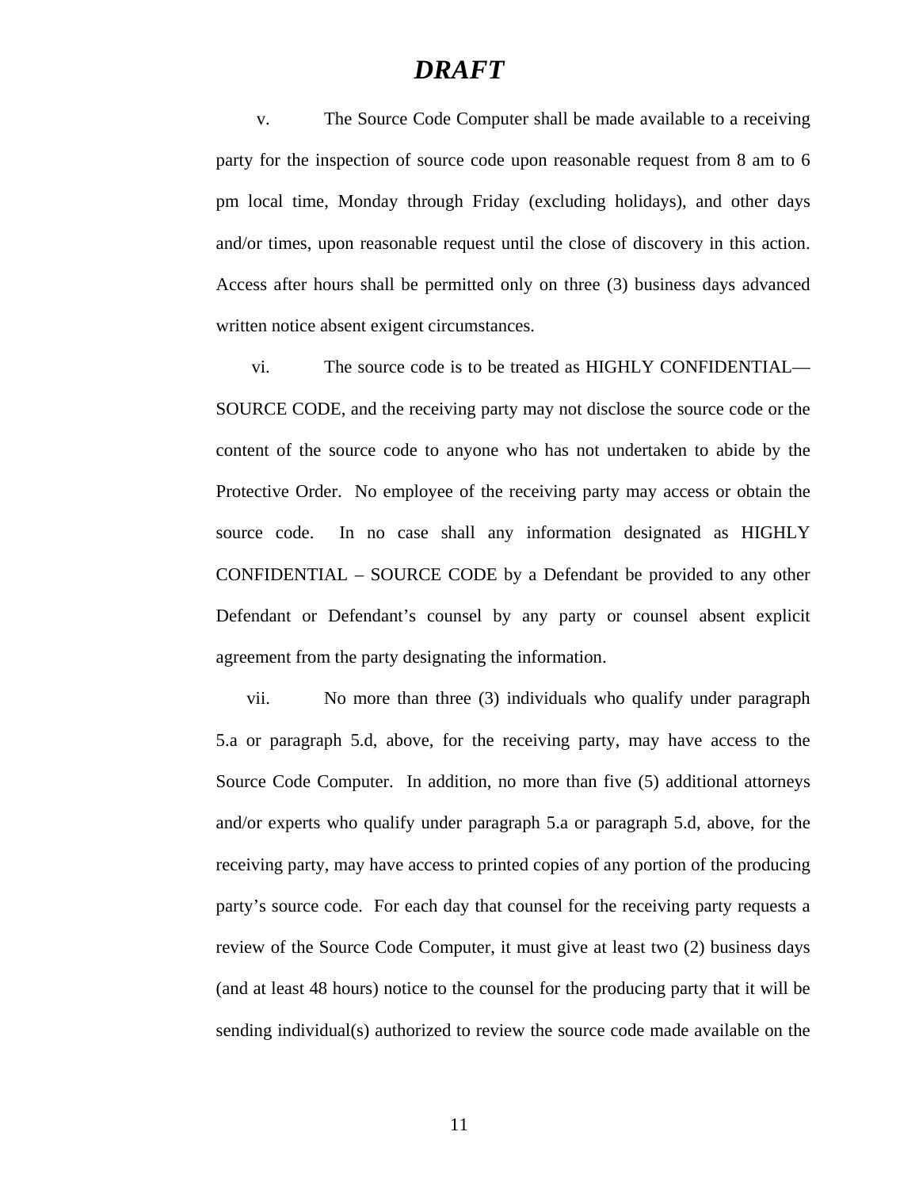# *DRAFT*

v. The Source Code Computer shall be made available to a receiving party for the inspection of source code upon reasonable request from 8 am to 6 pm local time, Monday through Friday (excluding holidays), and other days and/or times, upon reasonable request until the close of discovery in this action. Access after hours shall be permitted only on three (3) business days advanced written notice absent exigent circumstances.

vi. The source code is to be treated as HIGHLY CONFIDENTIAL—SOURCE CODE, and the receiving party may not disclose the source code or the content of the source code to anyone who has not undertaken to abide by the Protective Order. No employee of the receiving party may access or obtain the source code. In no case shall any information designated as HIGHLY CONFIDENTIAL – SOURCE CODE by a Defendant be provided to any other Defendant or Defendant's counsel by any party or counsel absent explicit agreement from the party designating the information.

vii. No more than three (3) individuals who qualify under paragraph 5.a or paragraph 5.d, above, for the receiving party, may have access to the Source Code Computer. In addition, no more than five (5) additional attorneys and/or experts who qualify under paragraph 5.a or paragraph 5.d, above, for the receiving party, may have access to printed copies of any portion of the producing party's source code. For each day that counsel for the receiving party requests a review of the Source Code Computer, it must give at least two (2) business days (and at least 48 hours) notice to the counsel for the producing party that it will be sending individual(s) authorized to review the source code made available on the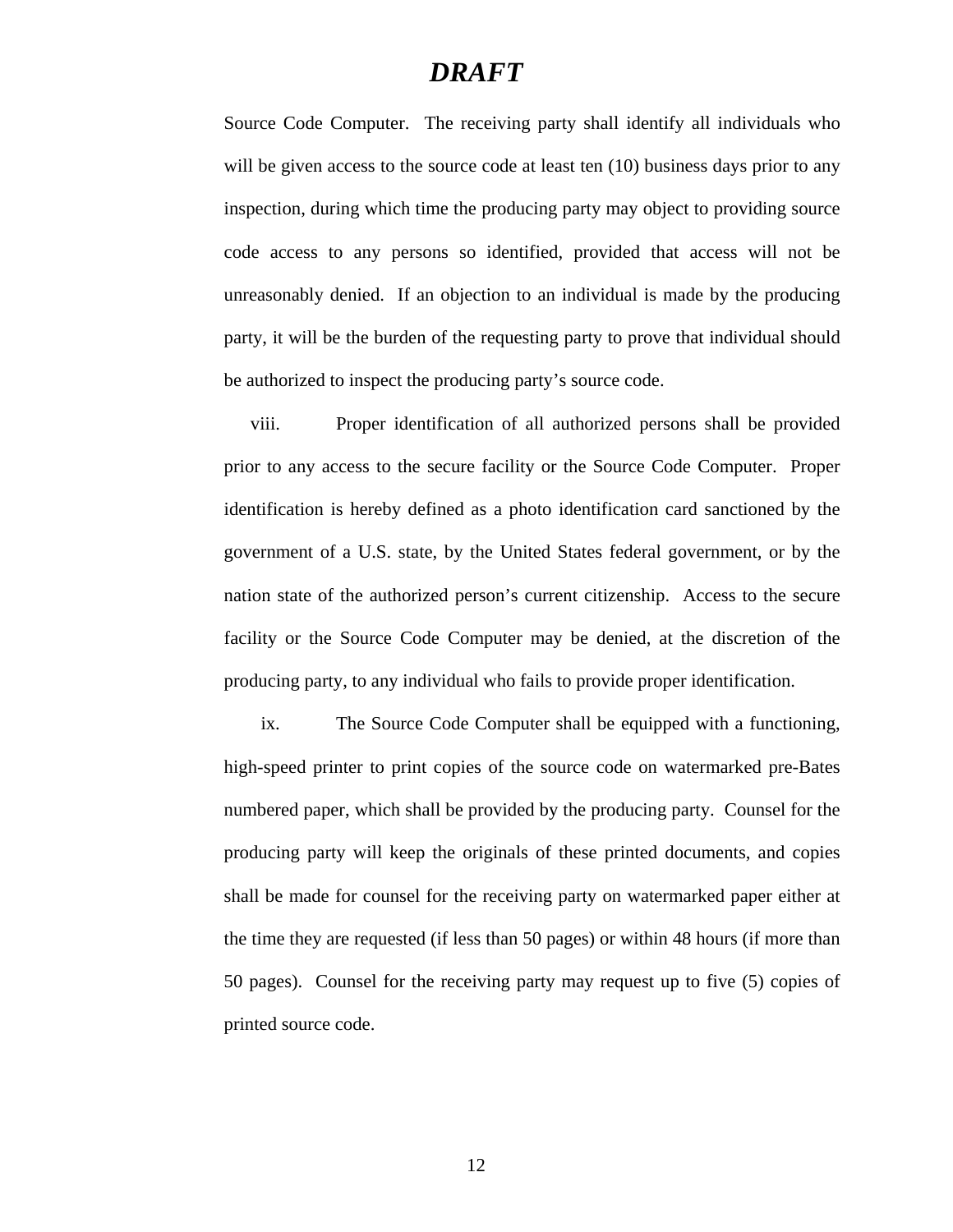# *DRAFT*

Source Code Computer. The receiving party shall identify all individuals who will be given access to the source code at least ten (10) business days prior to any inspection, during which time the producing party may object to providing source code access to any persons so identified, provided that access will not be unreasonably denied. If an objection to an individual is made by the producing party, it will be the burden of the requesting party to prove that individual should be authorized to inspect the producing party's source code.

viii. Proper identification of all authorized persons shall be provided prior to any access to the secure facility or the Source Code Computer. Proper identification is hereby defined as a photo identification card sanctioned by the government of a U.S. state, by the United States federal government, or by the nation state of the authorized person's current citizenship. Access to the secure facility or the Source Code Computer may be denied, at the discretion of the producing party, to any individual who fails to provide proper identification.

ix. The Source Code Computer shall be equipped with a functioning, high-speed printer to print copies of the source code on watermarked pre-Bates numbered paper, which shall be provided by the producing party. Counsel for the producing party will keep the originals of these printed documents, and copies shall be made for counsel for the receiving party on watermarked paper either at the time they are requested (if less than 50 pages) or within 48 hours (if more than 50 pages). Counsel for the receiving party may request up to five (5) copies of printed source code.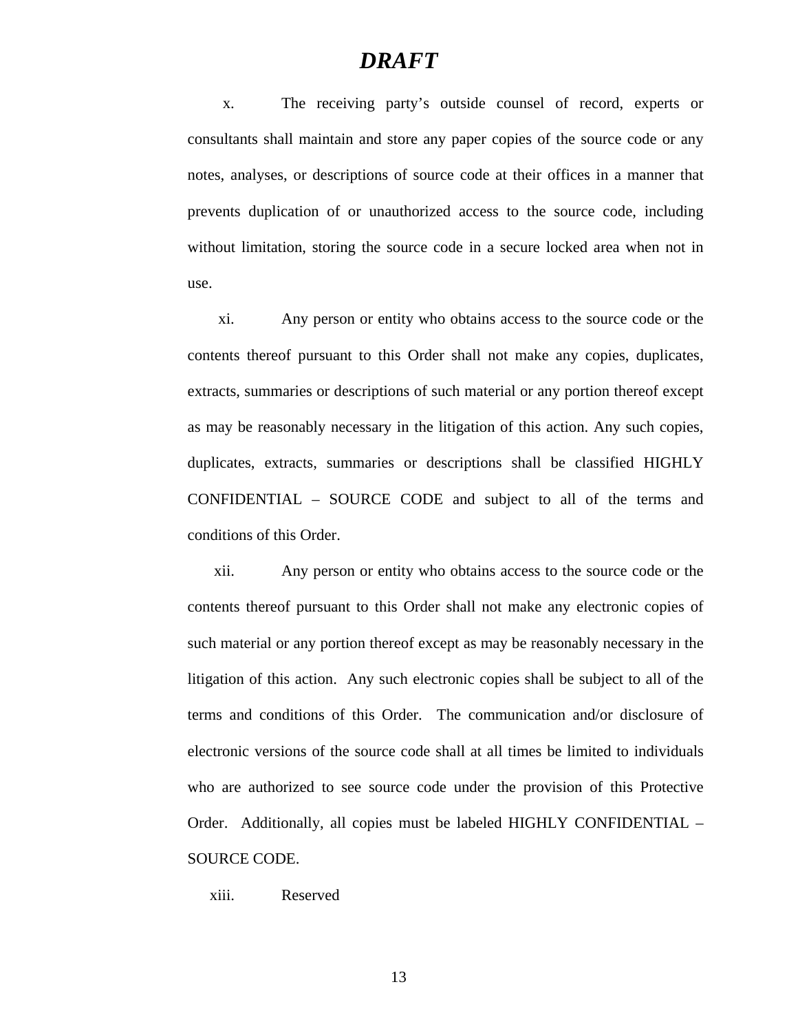***DRAFT***

x. The receiving party's outside counsel of record, experts or consultants shall maintain and store any paper copies of the source code or any notes, analyses, or descriptions of source code at their offices in a manner that prevents duplication of or unauthorized access to the source code, including without limitation, storing the source code in a secure locked area when not in use.

xi. Any person or entity who obtains access to the source code or the contents thereof pursuant to this Order shall not make any copies, duplicates, extracts, summaries or descriptions of such material or any portion thereof except as may be reasonably necessary in the litigation of this action. Any such copies, duplicates, extracts, summaries or descriptions shall be classified HIGHLY CONFIDENTIAL – SOURCE CODE and subject to all of the terms and conditions of this Order.

xii. Any person or entity who obtains access to the source code or the contents thereof pursuant to this Order shall not make any electronic copies of such material or any portion thereof except as may be reasonably necessary in the litigation of this action. Any such electronic copies shall be subject to all of the terms and conditions of this Order. The communication and/or disclosure of electronic versions of the source code shall at all times be limited to individuals who are authorized to see source code under the provision of this Protective Order. Additionally, all copies must be labeled HIGHLY CONFIDENTIAL – SOURCE CODE.

xiii. Reserved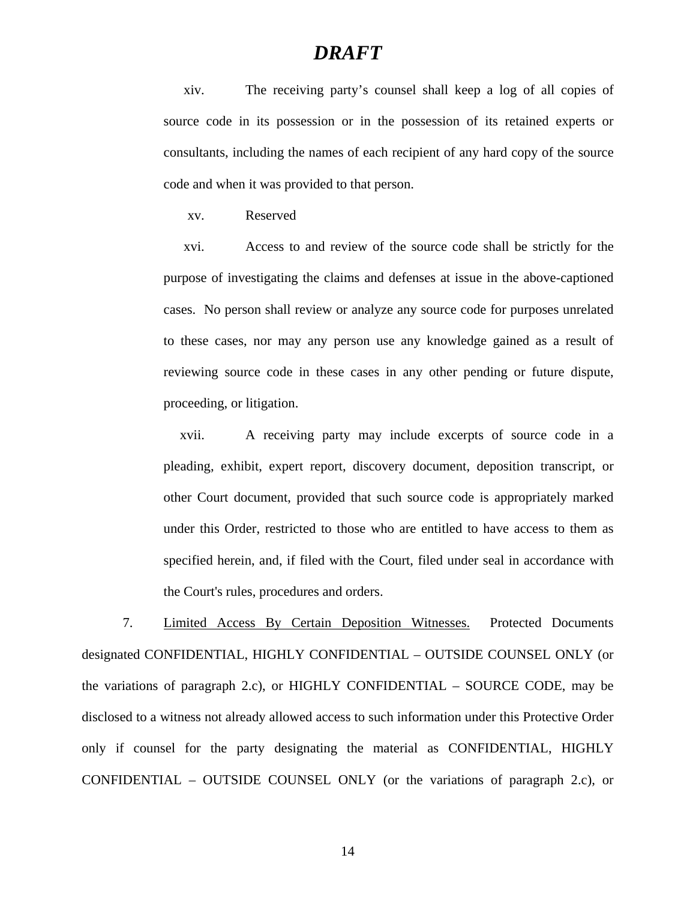***DRAFT***

xiv. The receiving party's counsel shall keep a log of all copies of source code in its possession or in the possession of its retained experts or consultants, including the names of each recipient of any hard copy of the source code and when it was provided to that person.

xv. Reserved

xvi. Access to and review of the source code shall be strictly for the purpose of investigating the claims and defenses at issue in the above-captioned cases. No person shall review or analyze any source code for purposes unrelated to these cases, nor may any person use any knowledge gained as a result of reviewing source code in these cases in any other pending or future dispute, proceeding, or litigation.

xvii. A receiving party may include excerpts of source code in a pleading, exhibit, expert report, discovery document, deposition transcript, or other Court document, provided that such source code is appropriately marked under this Order, restricted to those who are entitled to have access to them as specified herein, and, if filed with the Court, filed under seal in accordance with the Court's rules, procedures and orders.

7. <u>Limited Access By Certain Deposition Witnesses.</u> Protected Documents designated CONFIDENTIAL, HIGHLY CONFIDENTIAL – OUTSIDE COUNSEL ONLY (or the variations of paragraph 2.c), or HIGHLY CONFIDENTIAL – SOURCE CODE, may be disclosed to a witness not already allowed access to such information under this Protective Order only if counsel for the party designating the material as CONFIDENTIAL, HIGHLY CONFIDENTIAL – OUTSIDE COUNSEL ONLY (or the variations of paragraph 2.c), or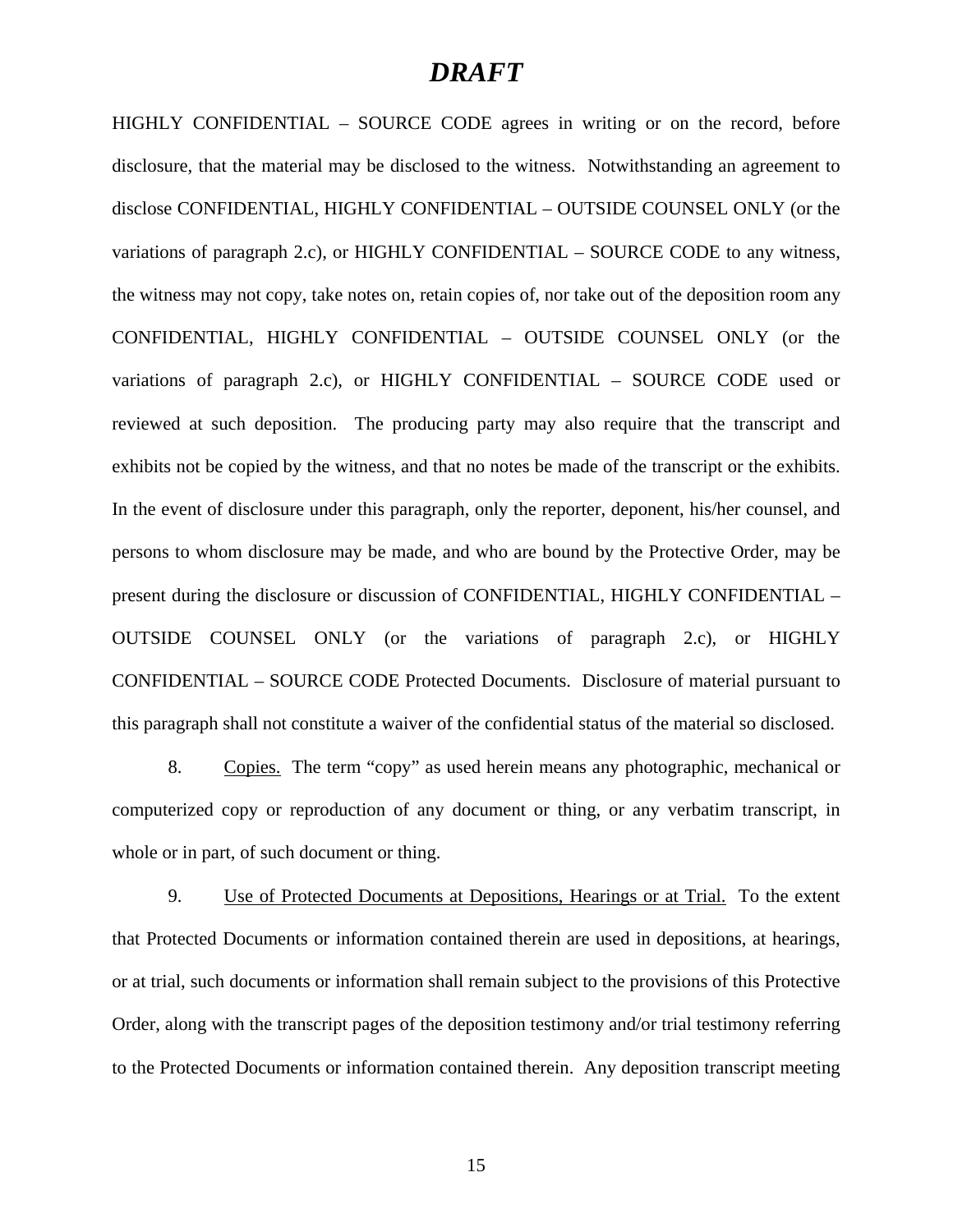# *DRAFT*

HIGHLY CONFIDENTIAL – SOURCE CODE agrees in writing or on the record, before disclosure, that the material may be disclosed to the witness. Notwithstanding an agreement to disclose CONFIDENTIAL, HIGHLY CONFIDENTIAL – OUTSIDE COUNSEL ONLY (or the variations of paragraph 2.c), or HIGHLY CONFIDENTIAL – SOURCE CODE to any witness, the witness may not copy, take notes on, retain copies of, nor take out of the deposition room any CONFIDENTIAL, HIGHLY CONFIDENTIAL – OUTSIDE COUNSEL ONLY (or the variations of paragraph 2.c), or HIGHLY CONFIDENTIAL – SOURCE CODE used or reviewed at such deposition. The producing party may also require that the transcript and exhibits not be copied by the witness, and that no notes be made of the transcript or the exhibits. In the event of disclosure under this paragraph, only the reporter, deponent, his/her counsel, and persons to whom disclosure may be made, and who are bound by the Protective Order, may be present during the disclosure or discussion of CONFIDENTIAL, HIGHLY CONFIDENTIAL – OUTSIDE COUNSEL ONLY (or the variations of paragraph 2.c), or HIGHLY CONFIDENTIAL – SOURCE CODE Protected Documents. Disclosure of material pursuant to this paragraph shall not constitute a waiver of the confidential status of the material so disclosed.

8. Copies. The term "copy" as used herein means any photographic, mechanical or computerized copy or reproduction of any document or thing, or any verbatim transcript, in whole or in part, of such document or thing.

9. Use of Protected Documents at Depositions, Hearings or at Trial. To the extent that Protected Documents or information contained therein are used in depositions, at hearings, or at trial, such documents or information shall remain subject to the provisions of this Protective Order, along with the transcript pages of the deposition testimony and/or trial testimony referring to the Protected Documents or information contained therein. Any deposition transcript meeting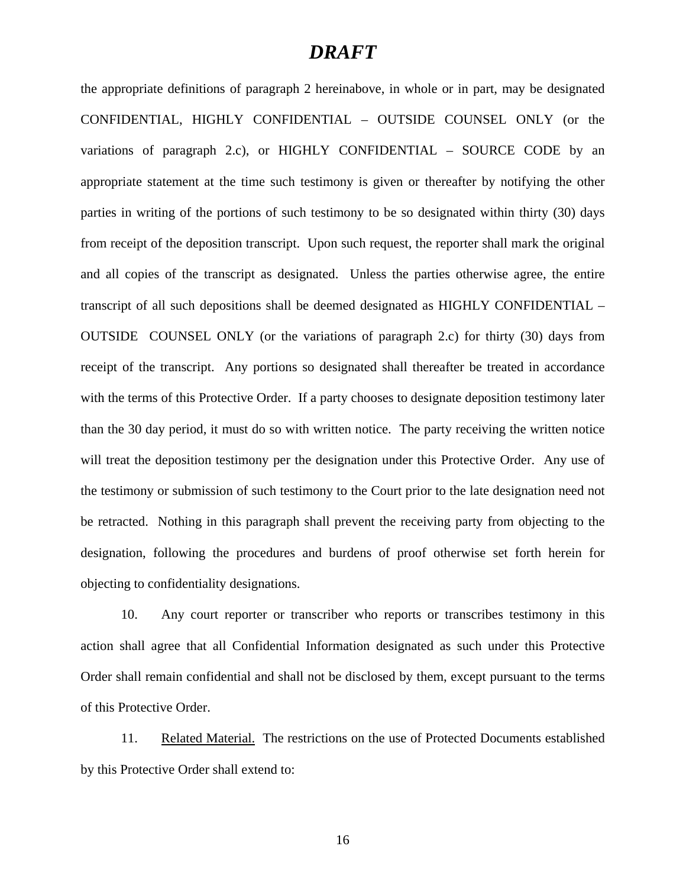# *DRAFT*

the appropriate definitions of paragraph 2 hereinabove, in whole or in part, may be designated CONFIDENTIAL, HIGHLY CONFIDENTIAL – OUTSIDE COUNSEL ONLY (or the variations of paragraph 2.c), or HIGHLY CONFIDENTIAL – SOURCE CODE by an appropriate statement at the time such testimony is given or thereafter by notifying the other parties in writing of the portions of such testimony to be so designated within thirty (30) days from receipt of the deposition transcript. Upon such request, the reporter shall mark the original and all copies of the transcript as designated. Unless the parties otherwise agree, the entire transcript of all such depositions shall be deemed designated as HIGHLY CONFIDENTIAL – OUTSIDE COUNSEL ONLY (or the variations of paragraph 2.c) for thirty (30) days from receipt of the transcript. Any portions so designated shall thereafter be treated in accordance with the terms of this Protective Order. If a party chooses to designate deposition testimony later than the 30 day period, it must do so with written notice. The party receiving the written notice will treat the deposition testimony per the designation under this Protective Order. Any use of the testimony or submission of such testimony to the Court prior to the late designation need not be retracted. Nothing in this paragraph shall prevent the receiving party from objecting to the designation, following the procedures and burdens of proof otherwise set forth herein for objecting to confidentiality designations.

10. Any court reporter or transcriber who reports or transcribes testimony in this action shall agree that all Confidential Information designated as such under this Protective Order shall remain confidential and shall not be disclosed by them, except pursuant to the terms of this Protective Order.

11. Related Material. The restrictions on the use of Protected Documents established by this Protective Order shall extend to: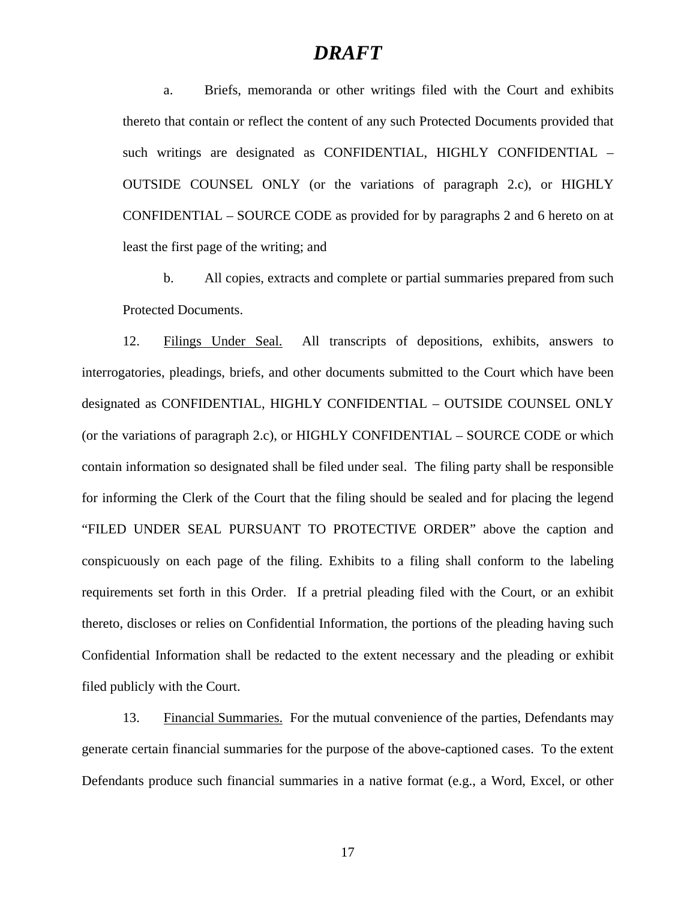***DRAFT***

a. Briefs, memoranda or other writings filed with the Court and exhibits thereto that contain or reflect the content of any such Protected Documents provided that such writings are designated as CONFIDENTIAL, HIGHLY CONFIDENTIAL – OUTSIDE COUNSEL ONLY (or the variations of paragraph 2.c), or HIGHLY CONFIDENTIAL – SOURCE CODE as provided for by paragraphs 2 and 6 hereto on at least the first page of the writing; and

b. All copies, extracts and complete or partial summaries prepared from such Protected Documents.

12. <u>Filings Under Seal.</u> All transcripts of depositions, exhibits, answers to interrogatories, pleadings, briefs, and other documents submitted to the Court which have been designated as CONFIDENTIAL, HIGHLY CONFIDENTIAL – OUTSIDE COUNSEL ONLY (or the variations of paragraph 2.c), or HIGHLY CONFIDENTIAL – SOURCE CODE or which contain information so designated shall be filed under seal. The filing party shall be responsible for informing the Clerk of the Court that the filing should be sealed and for placing the legend "FILED UNDER SEAL PURSUANT TO PROTECTIVE ORDER" above the caption and conspicuously on each page of the filing. Exhibits to a filing shall conform to the labeling requirements set forth in this Order. If a pretrial pleading filed with the Court, or an exhibit thereto, discloses or relies on Confidential Information, the portions of the pleading having such Confidential Information shall be redacted to the extent necessary and the pleading or exhibit filed publicly with the Court.

13. <u>Financial Summaries.</u> For the mutual convenience of the parties, Defendants may generate certain financial summaries for the purpose of the above-captioned cases. To the extent Defendants produce such financial summaries in a native format (e.g., a Word, Excel, or other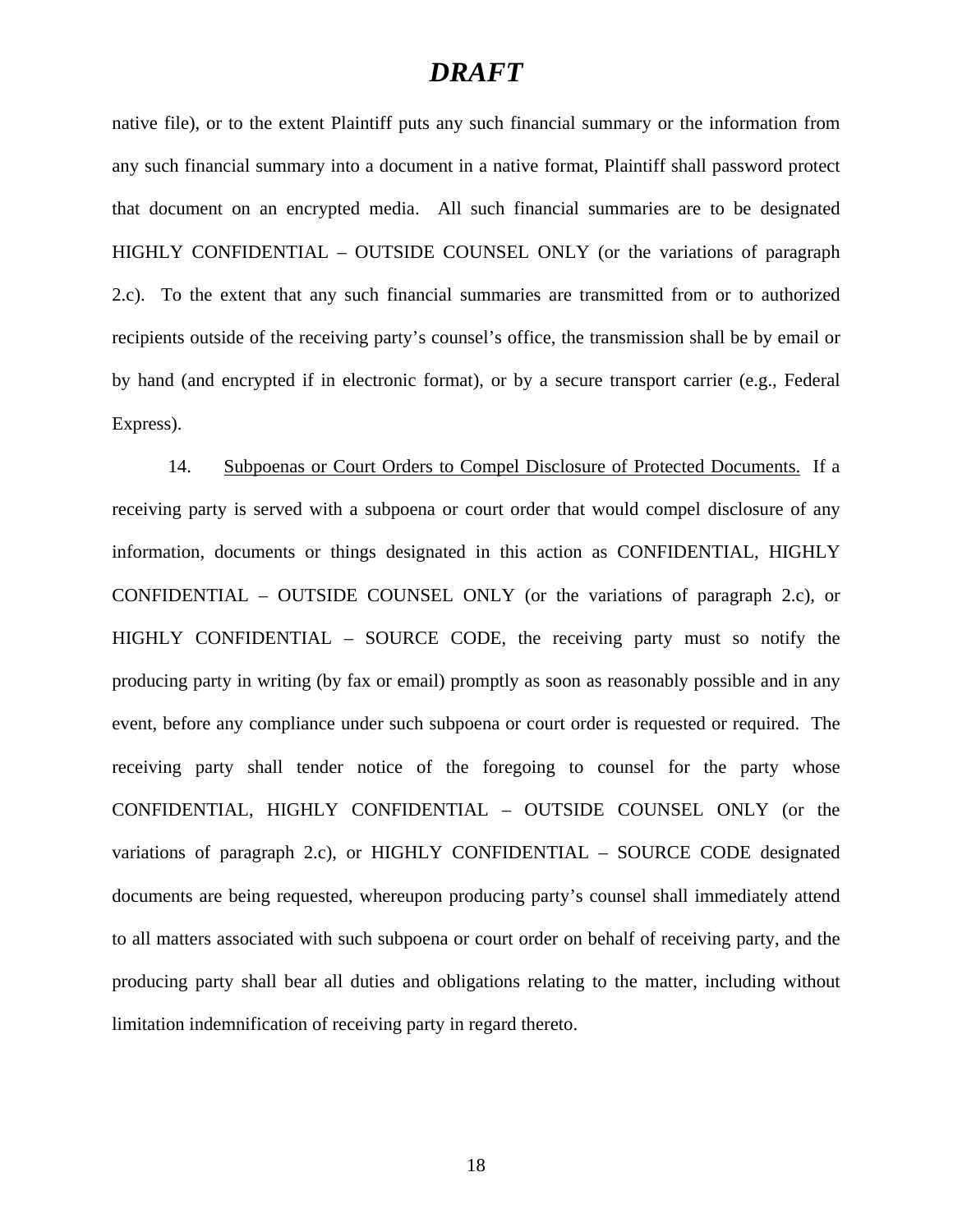# *DRAFT*

native file), or to the extent Plaintiff puts any such financial summary or the information from any such financial summary into a document in a native format, Plaintiff shall password protect that document on an encrypted media. All such financial summaries are to be designated HIGHLY CONFIDENTIAL – OUTSIDE COUNSEL ONLY (or the variations of paragraph 2.c). To the extent that any such financial summaries are transmitted from or to authorized recipients outside of the receiving party's counsel's office, the transmission shall be by email or by hand (and encrypted if in electronic format), or by a secure transport carrier (e.g., Federal Express).

14. Subpoenas or Court Orders to Compel Disclosure of Protected Documents. If a receiving party is served with a subpoena or court order that would compel disclosure of any information, documents or things designated in this action as CONFIDENTIAL, HIGHLY CONFIDENTIAL – OUTSIDE COUNSEL ONLY (or the variations of paragraph 2.c), or HIGHLY CONFIDENTIAL – SOURCE CODE, the receiving party must so notify the producing party in writing (by fax or email) promptly as soon as reasonably possible and in any event, before any compliance under such subpoena or court order is requested or required. The receiving party shall tender notice of the foregoing to counsel for the party whose CONFIDENTIAL, HIGHLY CONFIDENTIAL – OUTSIDE COUNSEL ONLY (or the variations of paragraph 2.c), or HIGHLY CONFIDENTIAL – SOURCE CODE designated documents are being requested, whereupon producing party's counsel shall immediately attend to all matters associated with such subpoena or court order on behalf of receiving party, and the producing party shall bear all duties and obligations relating to the matter, including without limitation indemnification of receiving party in regard thereto.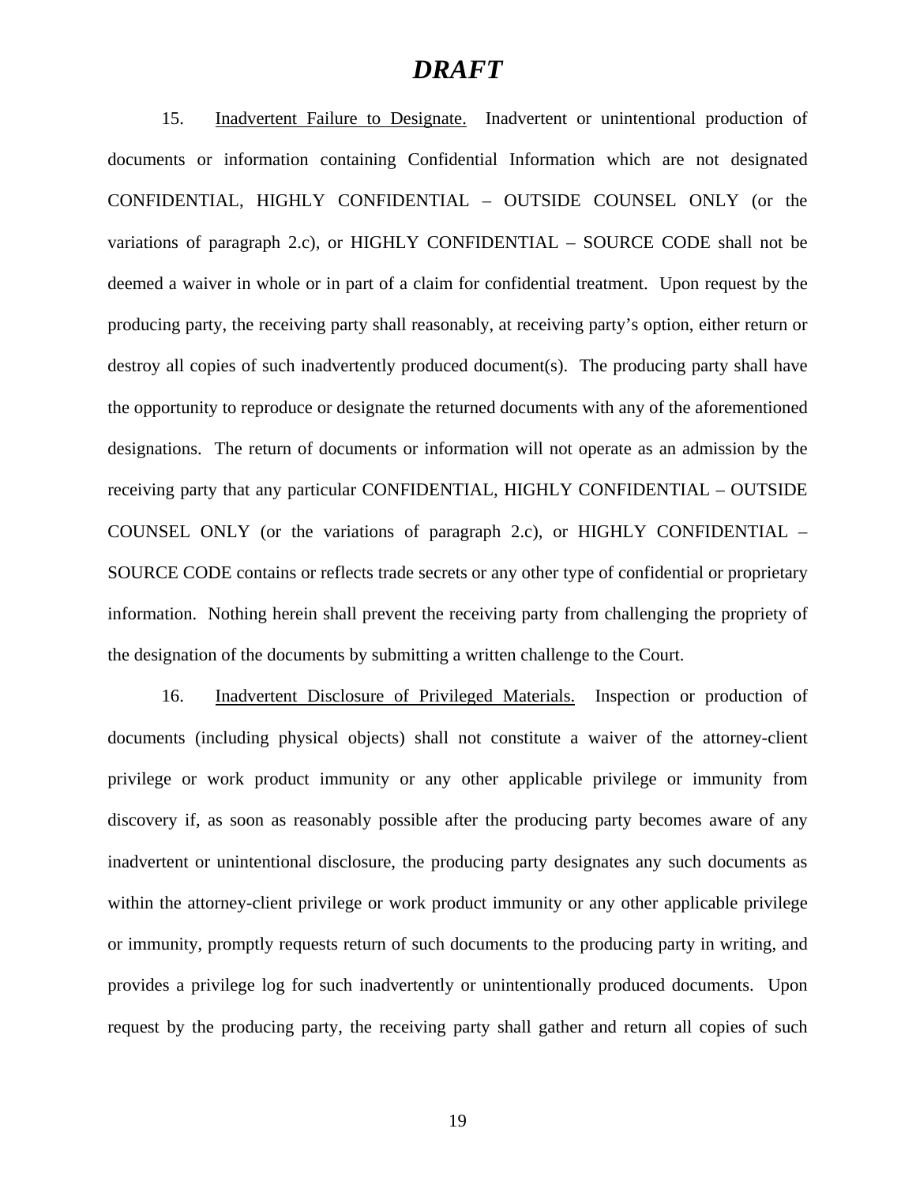# *DRAFT*

15. Inadvertent Failure to Designate. Inadvertent or unintentional production of documents or information containing Confidential Information which are not designated CONFIDENTIAL, HIGHLY CONFIDENTIAL – OUTSIDE COUNSEL ONLY (or the variations of paragraph 2.c), or HIGHLY CONFIDENTIAL – SOURCE CODE shall not be deemed a waiver in whole or in part of a claim for confidential treatment. Upon request by the producing party, the receiving party shall reasonably, at receiving party's option, either return or destroy all copies of such inadvertently produced document(s). The producing party shall have the opportunity to reproduce or designate the returned documents with any of the aforementioned designations. The return of documents or information will not operate as an admission by the receiving party that any particular CONFIDENTIAL, HIGHLY CONFIDENTIAL – OUTSIDE COUNSEL ONLY (or the variations of paragraph 2.c), or HIGHLY CONFIDENTIAL – SOURCE CODE contains or reflects trade secrets or any other type of confidential or proprietary information. Nothing herein shall prevent the receiving party from challenging the propriety of the designation of the documents by submitting a written challenge to the Court.

16. Inadvertent Disclosure of Privileged Materials. Inspection or production of documents (including physical objects) shall not constitute a waiver of the attorney-client privilege or work product immunity or any other applicable privilege or immunity from discovery if, as soon as reasonably possible after the producing party becomes aware of any inadvertent or unintentional disclosure, the producing party designates any such documents as within the attorney-client privilege or work product immunity or any other applicable privilege or immunity, promptly requests return of such documents to the producing party in writing, and provides a privilege log for such inadvertently or unintentionally produced documents. Upon request by the producing party, the receiving party shall gather and return all copies of such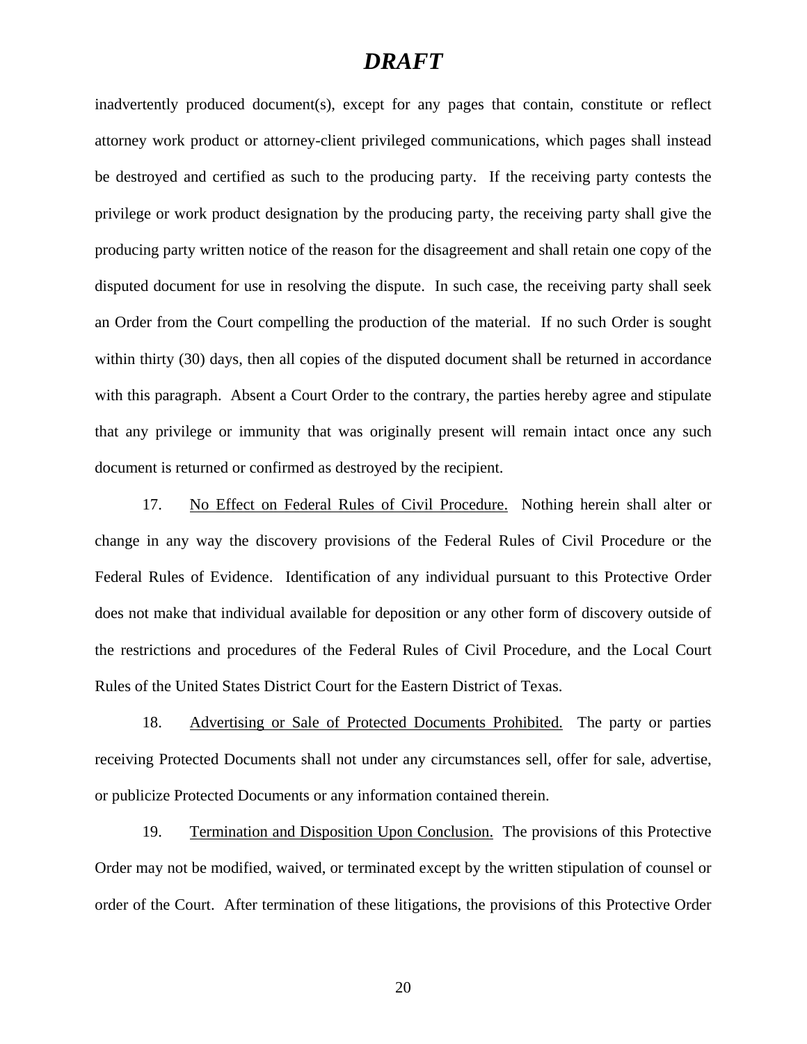**DRAFT**

inadvertently produced document(s), except for any pages that contain, constitute or reflect attorney work product or attorney-client privileged communications, which pages shall instead be destroyed and certified as such to the producing party. If the receiving party contests the privilege or work product designation by the producing party, the receiving party shall give the producing party written notice of the reason for the disagreement and shall retain one copy of the disputed document for use in resolving the dispute. In such case, the receiving party shall seek an Order from the Court compelling the production of the material. If no such Order is sought within thirty (30) days, then all copies of the disputed document shall be returned in accordance with this paragraph. Absent a Court Order to the contrary, the parties hereby agree and stipulate that any privilege or immunity that was originally present will remain intact once any such document is returned or confirmed as destroyed by the recipient.

17. No Effect on Federal Rules of Civil Procedure. Nothing herein shall alter or change in any way the discovery provisions of the Federal Rules of Civil Procedure or the Federal Rules of Evidence. Identification of any individual pursuant to this Protective Order does not make that individual available for deposition or any other form of discovery outside of the restrictions and procedures of the Federal Rules of Civil Procedure, and the Local Court Rules of the United States District Court for the Eastern District of Texas.

18. Advertising or Sale of Protected Documents Prohibited. The party or parties receiving Protected Documents shall not under any circumstances sell, offer for sale, advertise, or publicize Protected Documents or any information contained therein.

19. Termination and Disposition Upon Conclusion. The provisions of this Protective Order may not be modified, waived, or terminated except by the written stipulation of counsel or order of the Court. After termination of these litigations, the provisions of this Protective Order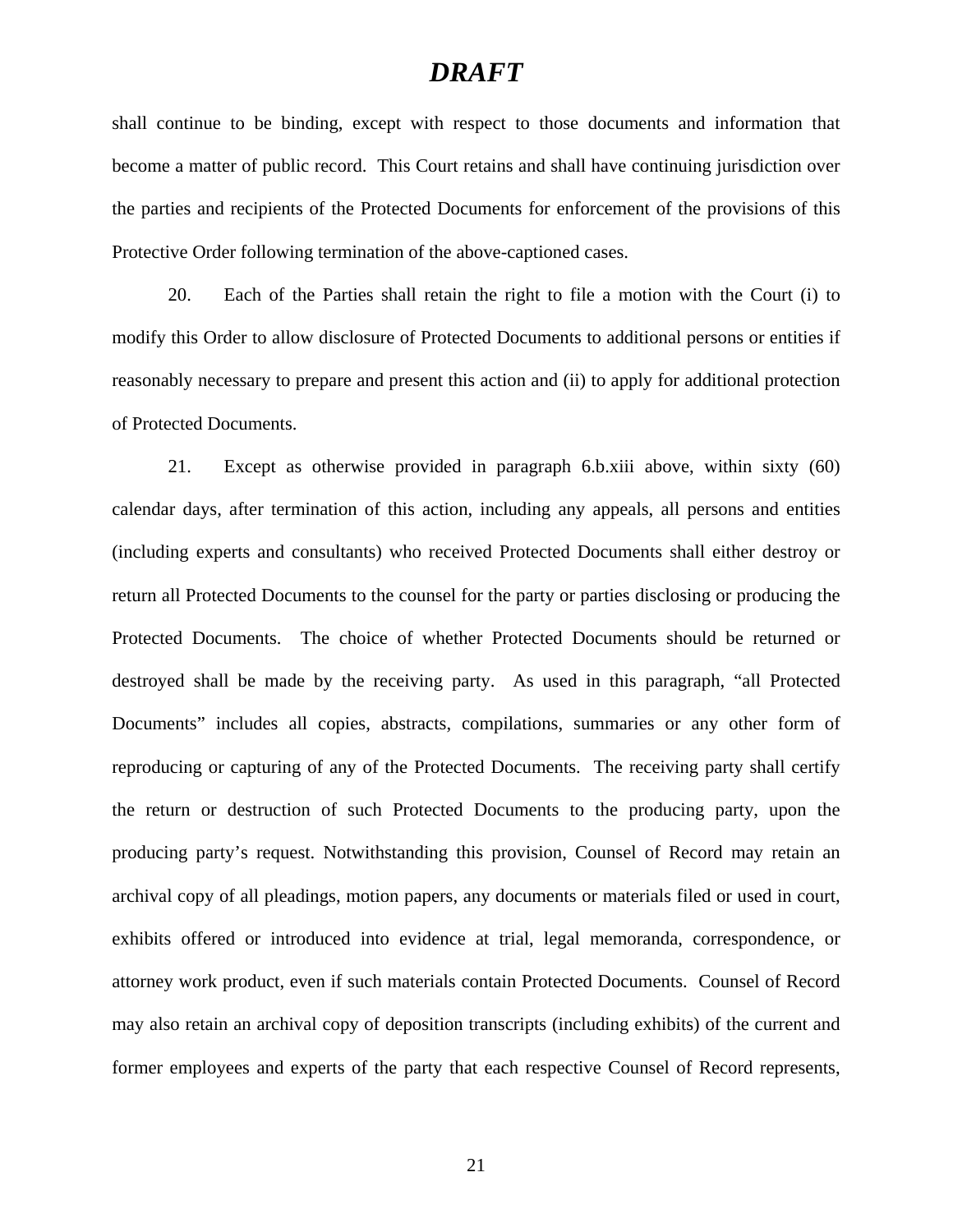# *DRAFT*

shall continue to be binding, except with respect to those documents and information that become a matter of public record. This Court retains and shall have continuing jurisdiction over the parties and recipients of the Protected Documents for enforcement of the provisions of this Protective Order following termination of the above-captioned cases.

20. Each of the Parties shall retain the right to file a motion with the Court (i) to modify this Order to allow disclosure of Protected Documents to additional persons or entities if reasonably necessary to prepare and present this action and (ii) to apply for additional protection of Protected Documents.

21. Except as otherwise provided in paragraph 6.b.xiii above, within sixty (60) calendar days, after termination of this action, including any appeals, all persons and entities (including experts and consultants) who received Protected Documents shall either destroy or return all Protected Documents to the counsel for the party or parties disclosing or producing the Protected Documents. The choice of whether Protected Documents should be returned or destroyed shall be made by the receiving party. As used in this paragraph, "all Protected Documents" includes all copies, abstracts, compilations, summaries or any other form of reproducing or capturing of any of the Protected Documents. The receiving party shall certify the return or destruction of such Protected Documents to the producing party, upon the producing party's request. Notwithstanding this provision, Counsel of Record may retain an archival copy of all pleadings, motion papers, any documents or materials filed or used in court, exhibits offered or introduced into evidence at trial, legal memoranda, correspondence, or attorney work product, even if such materials contain Protected Documents. Counsel of Record may also retain an archival copy of deposition transcripts (including exhibits) of the current and former employees and experts of the party that each respective Counsel of Record represents,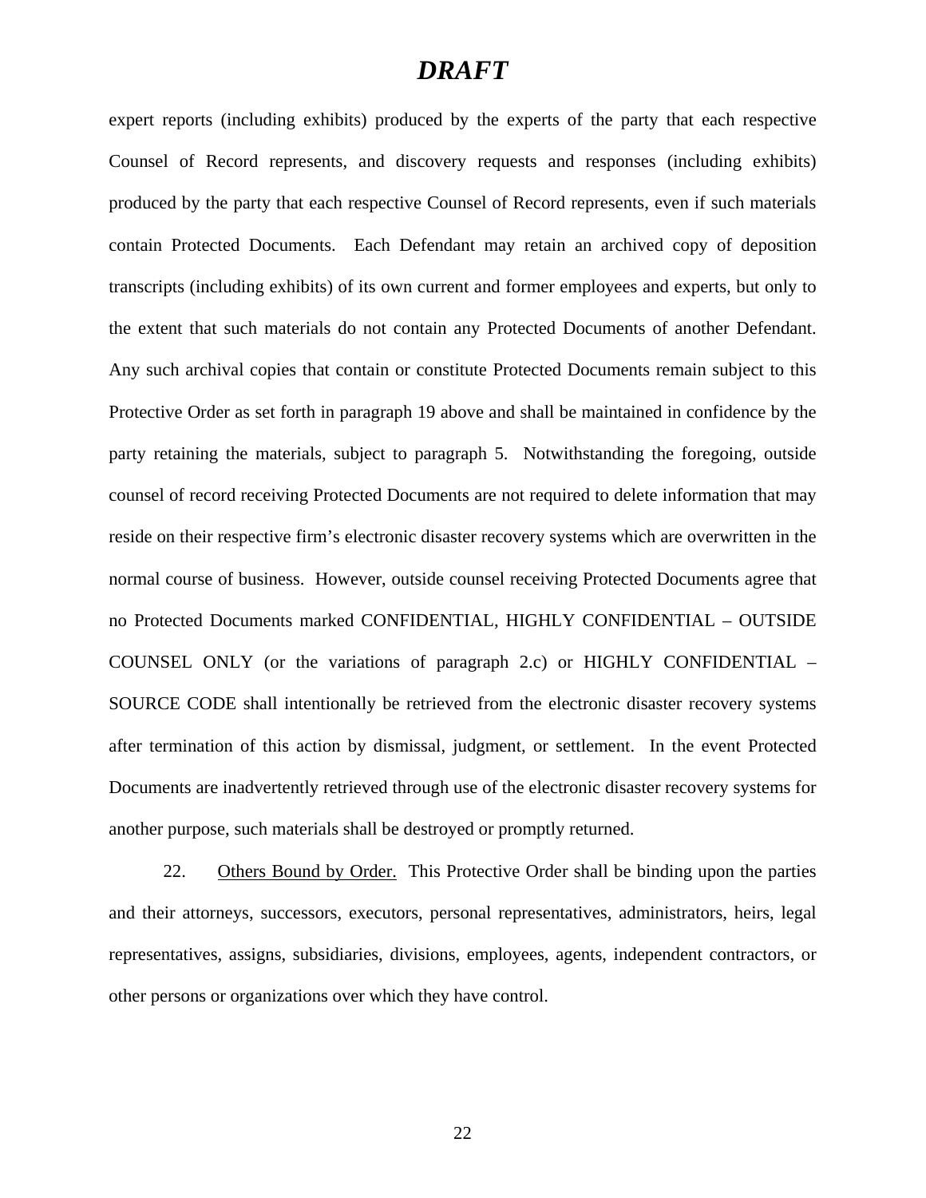# *DRAFT*

expert reports (including exhibits) produced by the experts of the party that each respective Counsel of Record represents, and discovery requests and responses (including exhibits) produced by the party that each respective Counsel of Record represents, even if such materials contain Protected Documents. Each Defendant may retain an archived copy of deposition transcripts (including exhibits) of its own current and former employees and experts, but only to the extent that such materials do not contain any Protected Documents of another Defendant. Any such archival copies that contain or constitute Protected Documents remain subject to this Protective Order as set forth in paragraph 19 above and shall be maintained in confidence by the party retaining the materials, subject to paragraph 5. Notwithstanding the foregoing, outside counsel of record receiving Protected Documents are not required to delete information that may reside on their respective firm's electronic disaster recovery systems which are overwritten in the normal course of business. However, outside counsel receiving Protected Documents agree that no Protected Documents marked CONFIDENTIAL, HIGHLY CONFIDENTIAL – OUTSIDE COUNSEL ONLY (or the variations of paragraph 2.c) or HIGHLY CONFIDENTIAL – SOURCE CODE shall intentionally be retrieved from the electronic disaster recovery systems after termination of this action by dismissal, judgment, or settlement. In the event Protected Documents are inadvertently retrieved through use of the electronic disaster recovery systems for another purpose, such materials shall be destroyed or promptly returned.

22. Others Bound by Order. This Protective Order shall be binding upon the parties and their attorneys, successors, executors, personal representatives, administrators, heirs, legal representatives, assigns, subsidiaries, divisions, employees, agents, independent contractors, or other persons or organizations over which they have control.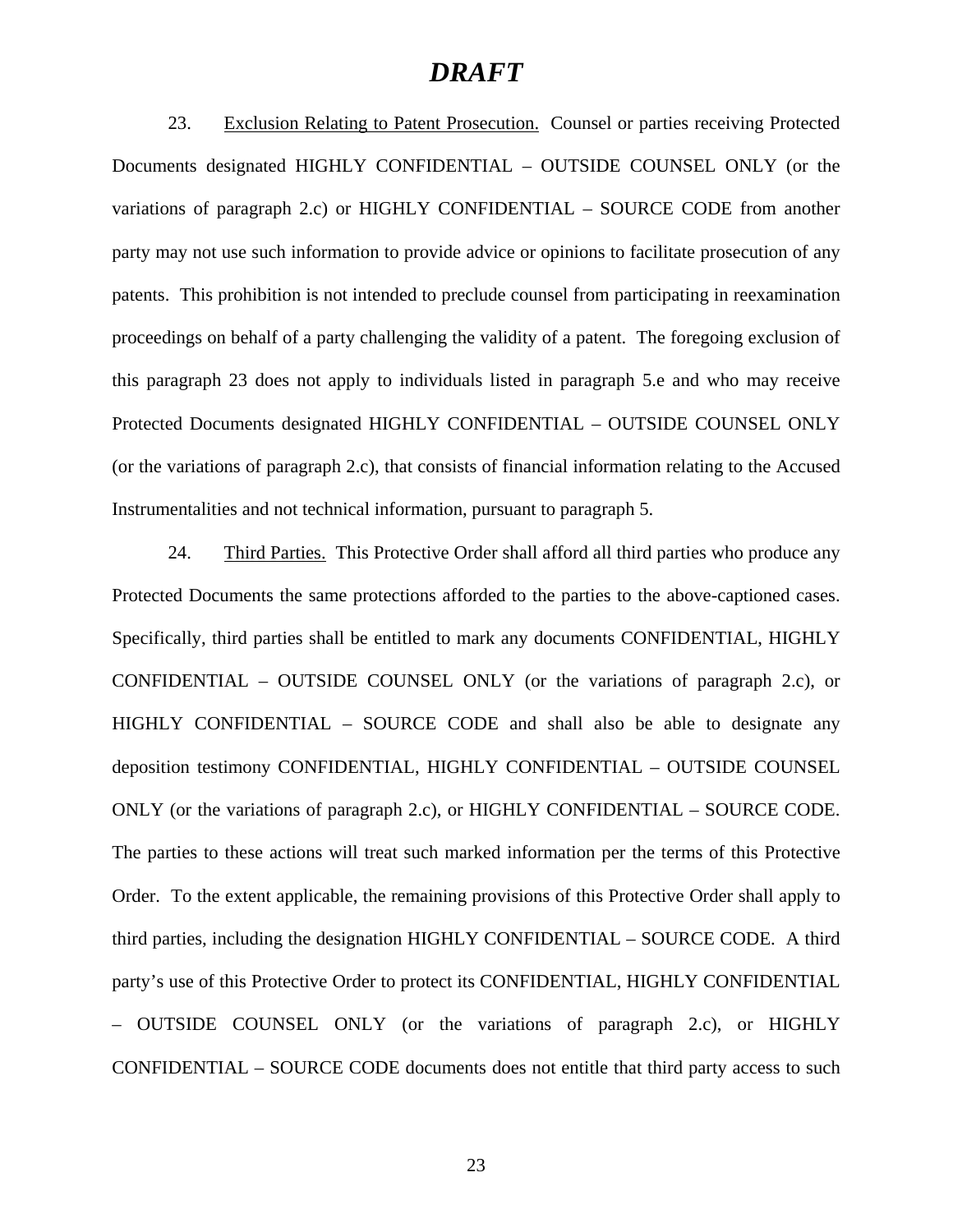***DRAFT***

23. Exclusion Relating to Patent Prosecution. Counsel or parties receiving Protected Documents designated HIGHLY CONFIDENTIAL – OUTSIDE COUNSEL ONLY (or the variations of paragraph 2.c) or HIGHLY CONFIDENTIAL – SOURCE CODE from another party may not use such information to provide advice or opinions to facilitate prosecution of any patents. This prohibition is not intended to preclude counsel from participating in reexamination proceedings on behalf of a party challenging the validity of a patent. The foregoing exclusion of this paragraph 23 does not apply to individuals listed in paragraph 5.e and who may receive Protected Documents designated HIGHLY CONFIDENTIAL – OUTSIDE COUNSEL ONLY (or the variations of paragraph 2.c), that consists of financial information relating to the Accused Instrumentalities and not technical information, pursuant to paragraph 5.

24. Third Parties. This Protective Order shall afford all third parties who produce any Protected Documents the same protections afforded to the parties to the above-captioned cases. Specifically, third parties shall be entitled to mark any documents CONFIDENTIAL, HIGHLY CONFIDENTIAL – OUTSIDE COUNSEL ONLY (or the variations of paragraph 2.c), or HIGHLY CONFIDENTIAL – SOURCE CODE and shall also be able to designate any deposition testimony CONFIDENTIAL, HIGHLY CONFIDENTIAL – OUTSIDE COUNSEL ONLY (or the variations of paragraph 2.c), or HIGHLY CONFIDENTIAL – SOURCE CODE. The parties to these actions will treat such marked information per the terms of this Protective Order. To the extent applicable, the remaining provisions of this Protective Order shall apply to third parties, including the designation HIGHLY CONFIDENTIAL – SOURCE CODE. A third party's use of this Protective Order to protect its CONFIDENTIAL, HIGHLY CONFIDENTIAL – OUTSIDE COUNSEL ONLY (or the variations of paragraph 2.c), or HIGHLY CONFIDENTIAL – SOURCE CODE documents does not entitle that third party access to such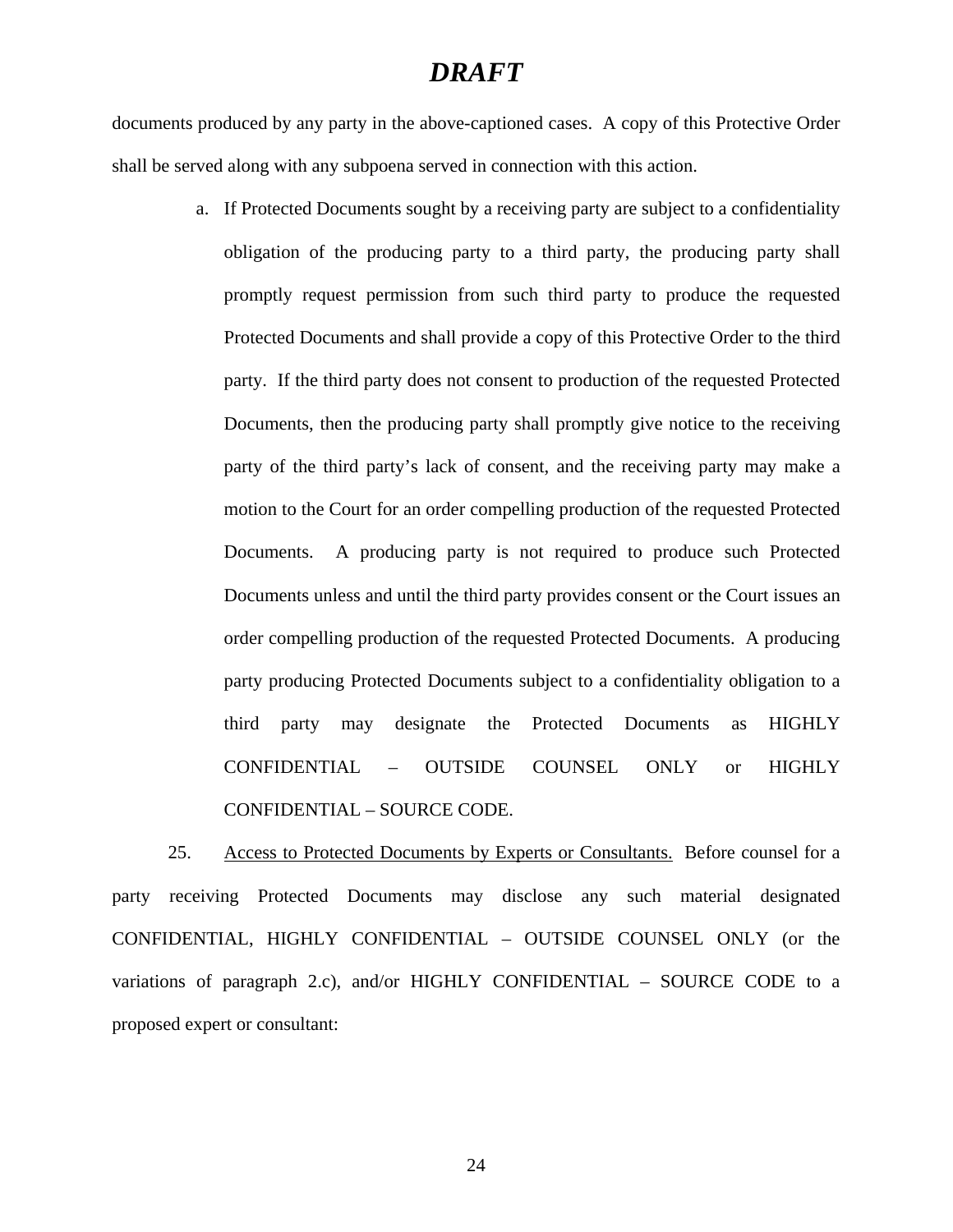*DRAFT*

documents produced by any party in the above-captioned cases. A copy of this Protective Order shall be served along with any subpoena served in connection with this action.

a. If Protected Documents sought by a receiving party are subject to a confidentiality obligation of the producing party to a third party, the producing party shall promptly request permission from such third party to produce the requested Protected Documents and shall provide a copy of this Protective Order to the third party. If the third party does not consent to production of the requested Protected Documents, then the producing party shall promptly give notice to the receiving party of the third party's lack of consent, and the receiving party may make a motion to the Court for an order compelling production of the requested Protected Documents. A producing party is not required to produce such Protected Documents unless and until the third party provides consent or the Court issues an order compelling production of the requested Protected Documents. A producing party producing Protected Documents subject to a confidentiality obligation to a third party may designate the Protected Documents as HIGHLY CONFIDENTIAL – OUTSIDE COUNSEL ONLY or HIGHLY CONFIDENTIAL – SOURCE CODE.

25. Access to Protected Documents by Experts or Consultants. Before counsel for a party receiving Protected Documents may disclose any such material designated CONFIDENTIAL, HIGHLY CONFIDENTIAL – OUTSIDE COUNSEL ONLY (or the variations of paragraph 2.c), and/or HIGHLY CONFIDENTIAL – SOURCE CODE to a proposed expert or consultant: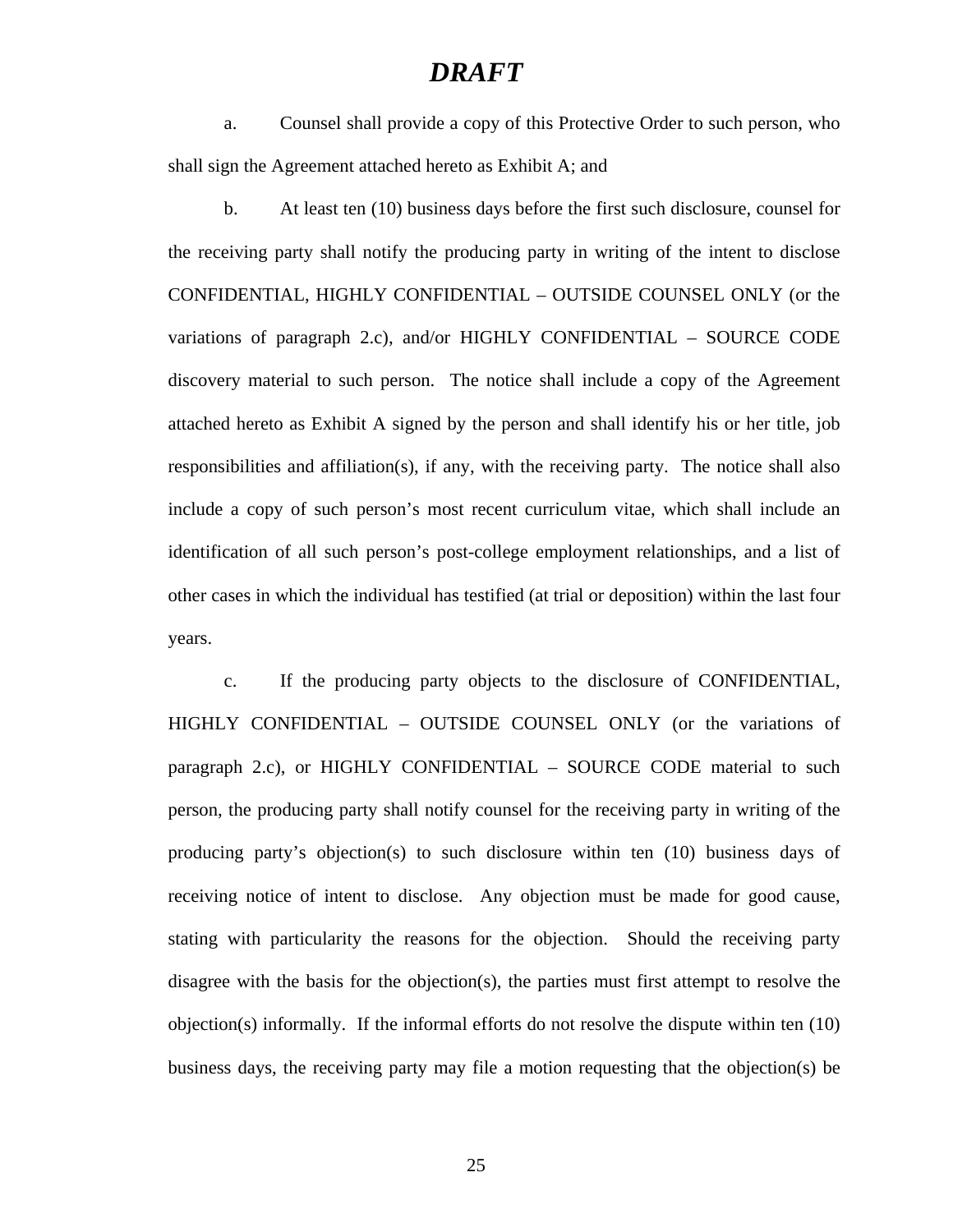***DRAFT***

a. Counsel shall provide a copy of this Protective Order to such person, who shall sign the Agreement attached hereto as Exhibit A; and

b. At least ten (10) business days before the first such disclosure, counsel for the receiving party shall notify the producing party in writing of the intent to disclose CONFIDENTIAL, HIGHLY CONFIDENTIAL – OUTSIDE COUNSEL ONLY (or the variations of paragraph 2.c), and/or HIGHLY CONFIDENTIAL – SOURCE CODE discovery material to such person. The notice shall include a copy of the Agreement attached hereto as Exhibit A signed by the person and shall identify his or her title, job responsibilities and affiliation(s), if any, with the receiving party. The notice shall also include a copy of such person's most recent curriculum vitae, which shall include an identification of all such person's post-college employment relationships, and a list of other cases in which the individual has testified (at trial or deposition) within the last four years.

c. If the producing party objects to the disclosure of CONFIDENTIAL, HIGHLY CONFIDENTIAL – OUTSIDE COUNSEL ONLY (or the variations of paragraph 2.c), or HIGHLY CONFIDENTIAL – SOURCE CODE material to such person, the producing party shall notify counsel for the receiving party in writing of the producing party's objection(s) to such disclosure within ten (10) business days of receiving notice of intent to disclose. Any objection must be made for good cause, stating with particularity the reasons for the objection. Should the receiving party disagree with the basis for the objection(s), the parties must first attempt to resolve the objection(s) informally. If the informal efforts do not resolve the dispute within ten (10) business days, the receiving party may file a motion requesting that the objection(s) be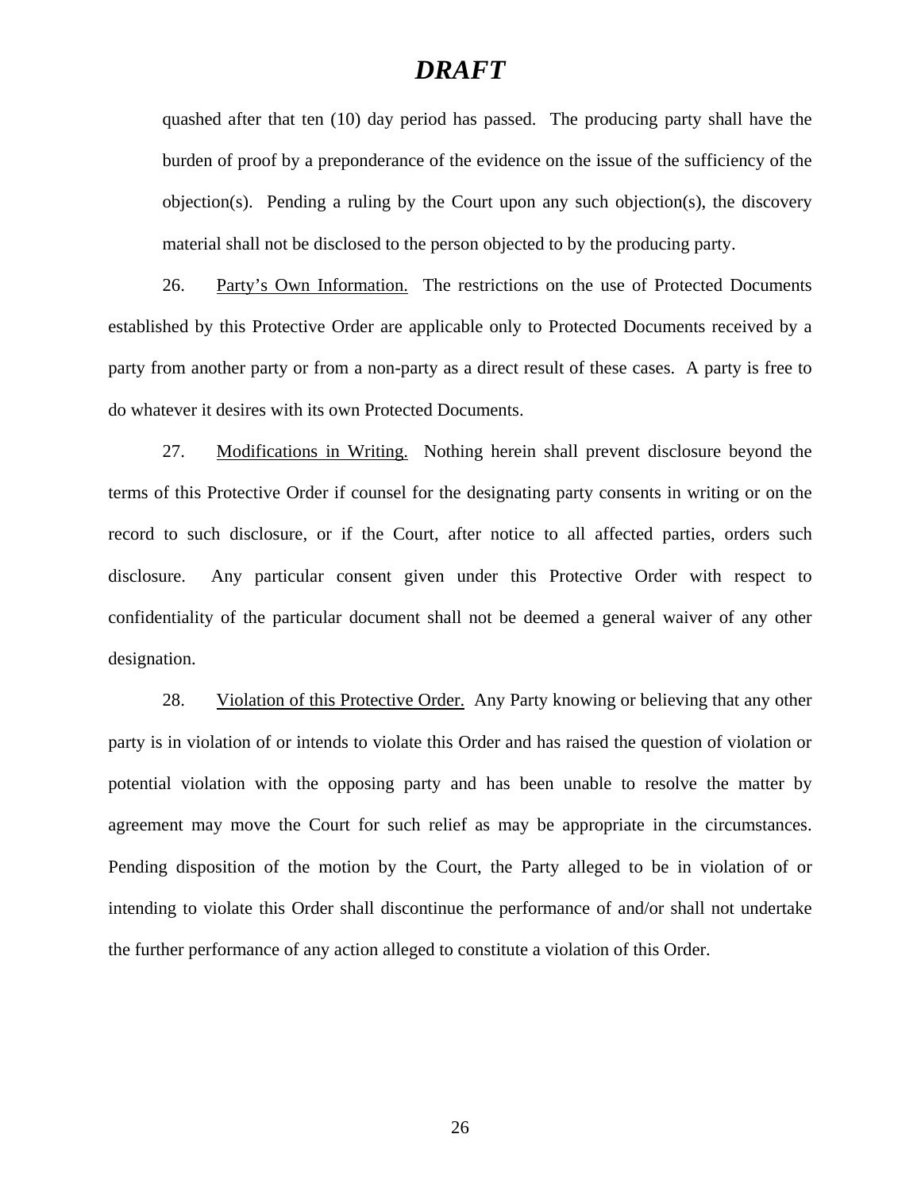# *DRAFT*

quashed after that ten (10) day period has passed. The producing party shall have the burden of proof by a preponderance of the evidence on the issue of the sufficiency of the objection(s). Pending a ruling by the Court upon any such objection(s), the discovery material shall not be disclosed to the person objected to by the producing party.

26. Party's Own Information. The restrictions on the use of Protected Documents established by this Protective Order are applicable only to Protected Documents received by a party from another party or from a non-party as a direct result of these cases. A party is free to do whatever it desires with its own Protected Documents.

27. Modifications in Writing. Nothing herein shall prevent disclosure beyond the terms of this Protective Order if counsel for the designating party consents in writing or on the record to such disclosure, or if the Court, after notice to all affected parties, orders such disclosure. Any particular consent given under this Protective Order with respect to confidentiality of the particular document shall not be deemed a general waiver of any other designation.

28. Violation of this Protective Order. Any Party knowing or believing that any other party is in violation of or intends to violate this Order and has raised the question of violation or potential violation with the opposing party and has been unable to resolve the matter by agreement may move the Court for such relief as may be appropriate in the circumstances. Pending disposition of the motion by the Court, the Party alleged to be in violation of or intending to violate this Order shall discontinue the performance of and/or shall not undertake the further performance of any action alleged to constitute a violation of this Order.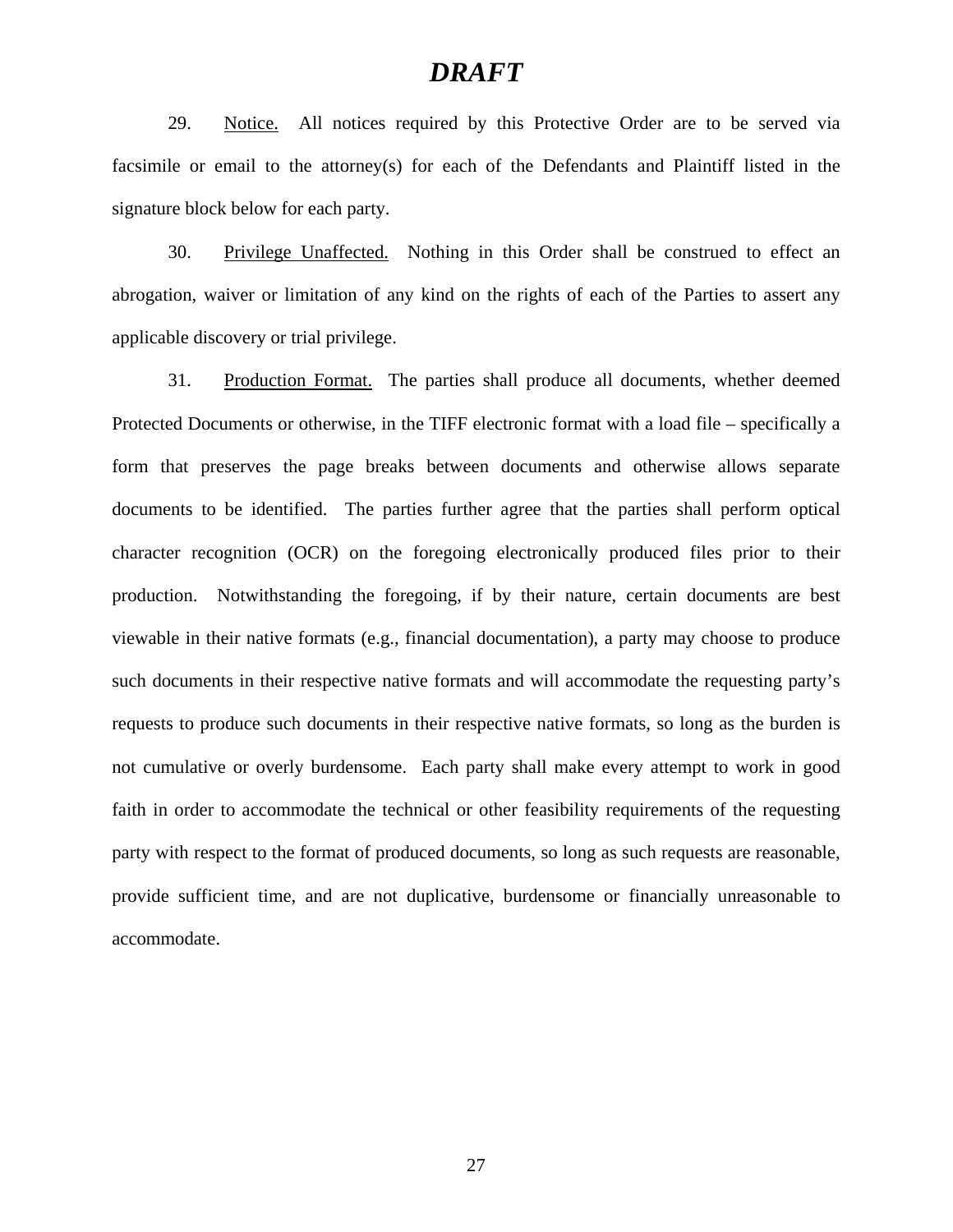***DRAFT***

29. Notice. All notices required by this Protective Order are to be served via facsimile or email to the attorney(s) for each of the Defendants and Plaintiff listed in the signature block below for each party.

30. Privilege Unaffected. Nothing in this Order shall be construed to effect an abrogation, waiver or limitation of any kind on the rights of each of the Parties to assert any applicable discovery or trial privilege.

31. Production Format. The parties shall produce all documents, whether deemed Protected Documents or otherwise, in the TIFF electronic format with a load file – specifically a form that preserves the page breaks between documents and otherwise allows separate documents to be identified. The parties further agree that the parties shall perform optical character recognition (OCR) on the foregoing electronically produced files prior to their production. Notwithstanding the foregoing, if by their nature, certain documents are best viewable in their native formats (e.g., financial documentation), a party may choose to produce such documents in their respective native formats and will accommodate the requesting party's requests to produce such documents in their respective native formats, so long as the burden is not cumulative or overly burdensome. Each party shall make every attempt to work in good faith in order to accommodate the technical or other feasibility requirements of the requesting party with respect to the format of produced documents, so long as such requests are reasonable, provide sufficient time, and are not duplicative, burdensome or financially unreasonable to accommodate.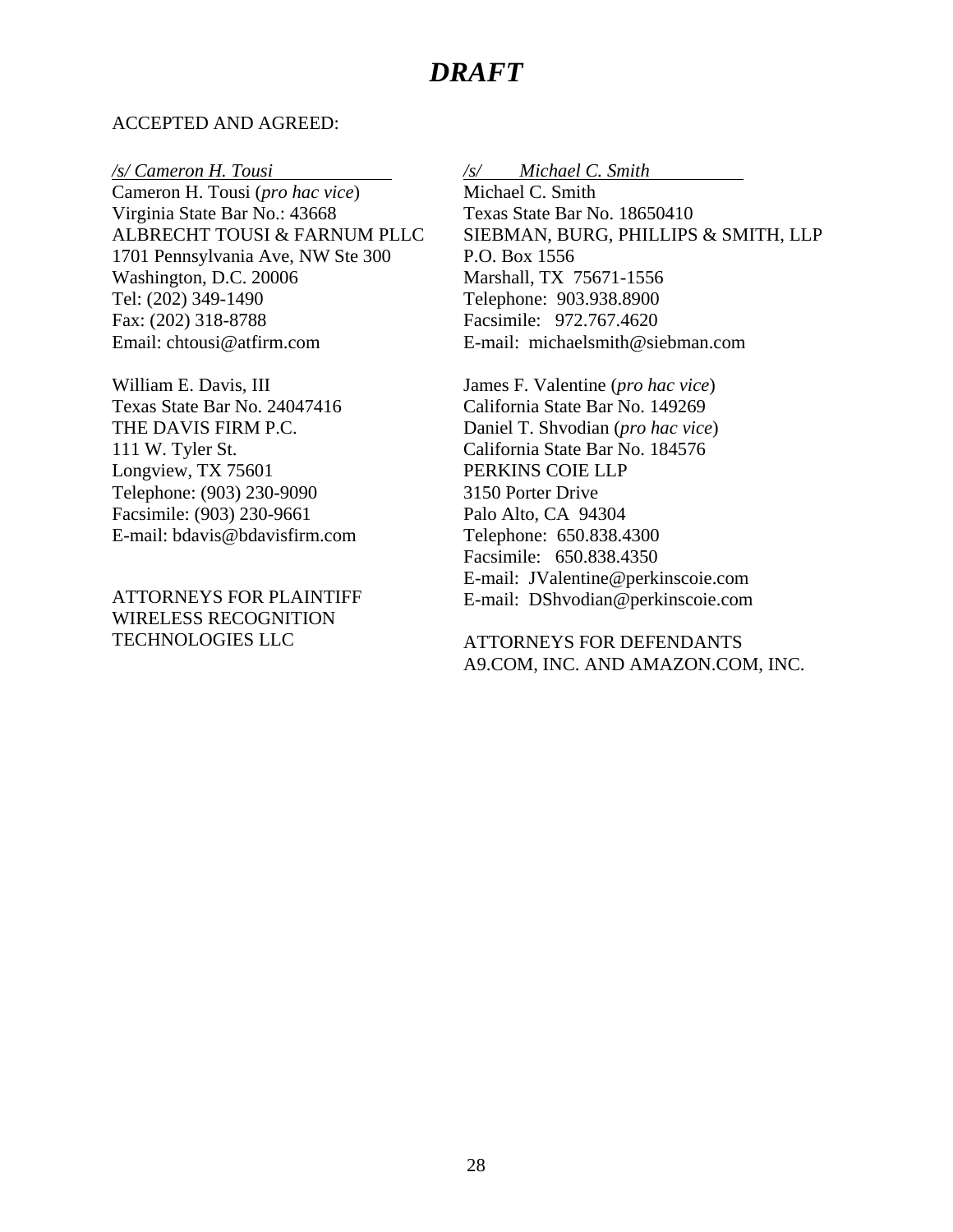# *DRAFT*

ACCEPTED AND AGREED:

*/s/ Cameron H. Tousi*
Cameron H. Tousi (*pro hac vice*)
Virginia State Bar No.: 43668
ALBRECHT TOUSI & FARNUM PLLC
1701 Pennsylvania Ave, NW Ste 300
Washington, D.C. 20006
Tel: (202) 349-1490
Fax: (202) 318-8788
Email: chtousi@atfirm.com

William E. Davis, III
Texas State Bar No. 24047416
THE DAVIS FIRM P.C.
111 W. Tyler St.
Longview, TX 75601
Telephone: (903) 230-9090
Facsimile: (903) 230-9661
E-mail: bdavis@bdavisfirm.com

ATTORNEYS FOR PLAINTIFF
WIRELESS RECOGNITION
TECHNOLOGIES LLC

*/s/ Michael C. Smith*
Michael C. Smith
Texas State Bar No. 18650410
SIEBMAN, BURG, PHILLIPS & SMITH, LLP
P.O. Box 1556
Marshall, TX 75671-1556
Telephone: 903.938.8900
Facsimile: 972.767.4620
E-mail: michaelsmith@siebman.com

James F. Valentine (*pro hac vice*)
California State Bar No. 149269
Daniel T. Shvodian (*pro hac vice*)
California State Bar No. 184576
PERKINS COIE LLP
3150 Porter Drive
Palo Alto, CA 94304
Telephone: 650.838.4300
Facsimile: 650.838.4350
E-mail: JValentine@perkinscoie.com
E-mail: DShvodian@perkinscoie.com

ATTORNEYS FOR DEFENDANTS
A9.COM, INC. AND AMAZON.COM, INC.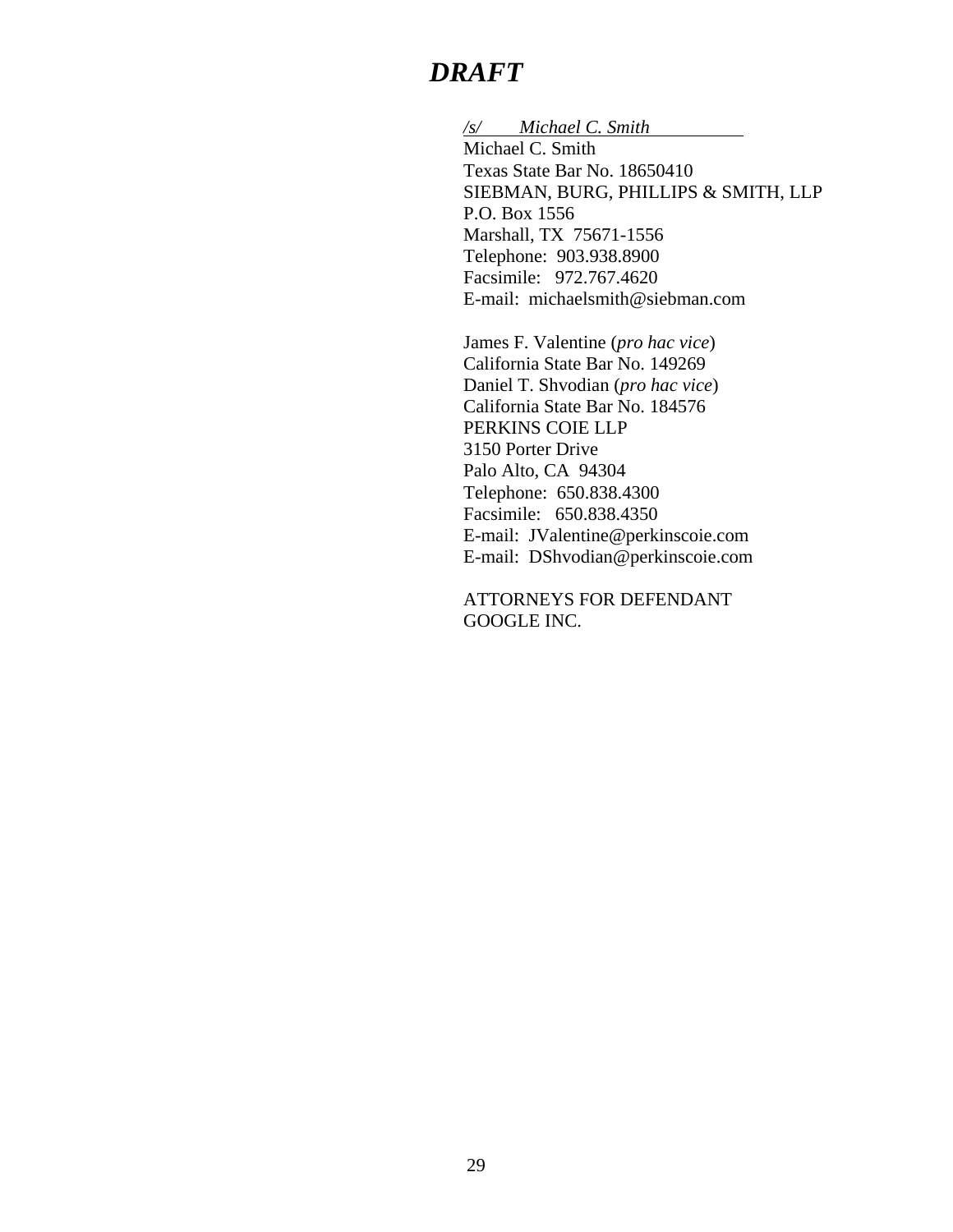# *DRAFT*

*/s/ Michael C. Smith*
Michael C. Smith
Texas State Bar No. 18650410
SIEBMAN, BURG, PHILLIPS & SMITH, LLP
P.O. Box 1556
Marshall, TX 75671-1556
Telephone: 903.938.8900
Facsimile: 972.767.4620
E-mail: michaelsmith@siebman.com

James F. Valentine (*pro hac vice*)
California State Bar No. 149269
Daniel T. Shvodian (*pro hac vice*)
California State Bar No. 184576
PERKINS COIE LLP
3150 Porter Drive
Palo Alto, CA 94304
Telephone: 650.838.4300
Facsimile: 650.838.4350
E-mail: JValentine@perkinscoie.com
E-mail: DShvodian@perkinscoie.com

ATTORNEYS FOR DEFENDANT
GOOGLE INC.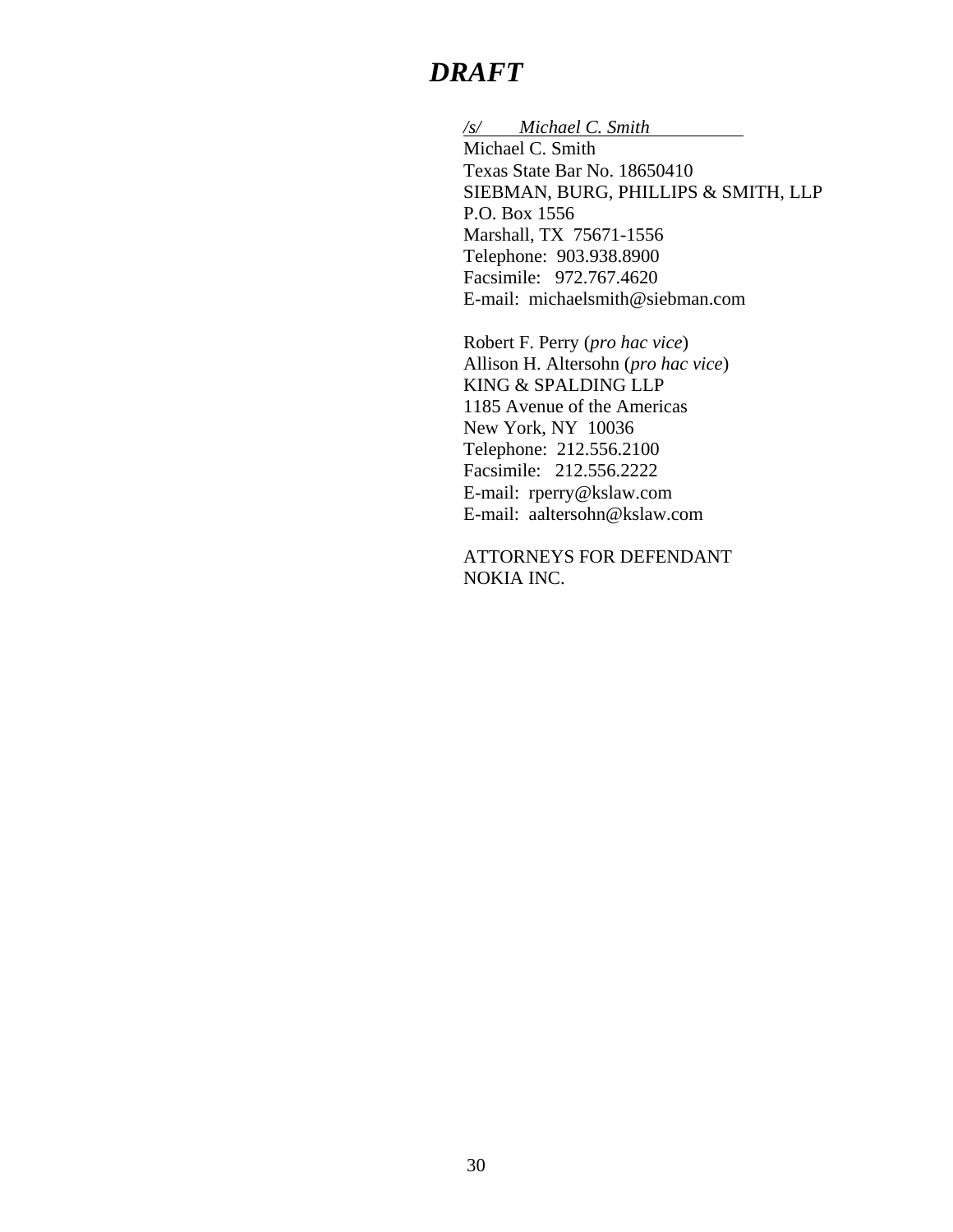***DRAFT***

*/s/ Michael C. Smith*
Michael C. Smith
Texas State Bar No. 18650410
SIEBMAN, BURG, PHILLIPS & SMITH, LLP
P.O. Box 1556
Marshall, TX 75671-1556
Telephone: 903.938.8900
Facsimile: 972.767.4620
E-mail: michaelsmith@siebman.com

Robert F. Perry (*pro hac vice*)
Allison H. Altersohn (*pro hac vice*)
KING & SPALDING LLP
1185 Avenue of the Americas
New York, NY 10036
Telephone: 212.556.2100
Facsimile: 212.556.2222
E-mail: rperry@kslaw.com
E-mail: aaltersohn@kslaw.com

ATTORNEYS FOR DEFENDANT
NOKIA INC.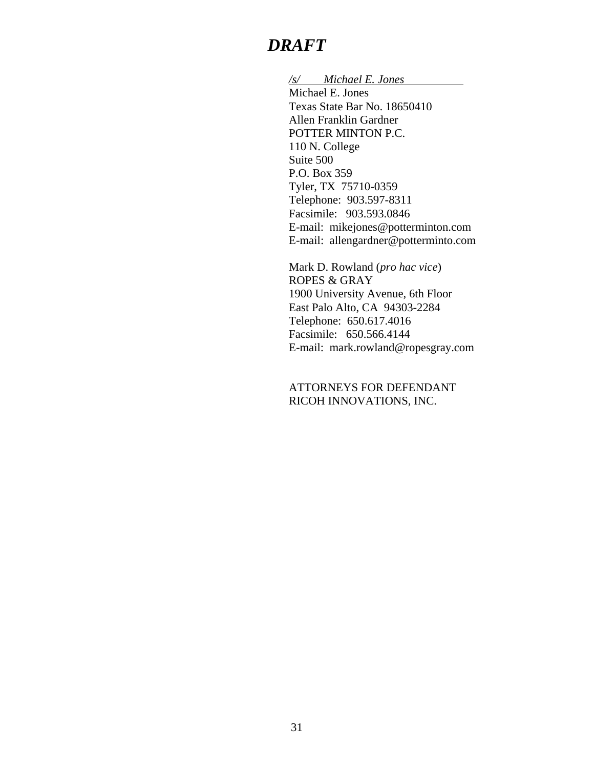***DRAFT***

*/s/ Michael E. Jones*
Michael E. Jones
Texas State Bar No. 18650410
Allen Franklin Gardner
POTTER MINTON P.C.
110 N. College
Suite 500
P.O. Box 359
Tyler, TX 75710-0359
Telephone: 903.597-8311
Facsimile: 903.593.0846
E-mail: mikejones@potterminton.com
E-mail: allengardner@potterminto.com

Mark D. Rowland (*pro hac vice*)
ROPES & GRAY
1900 University Avenue, 6th Floor
East Palo Alto, CA 94303-2284
Telephone: 650.617.4016
Facsimile: 650.566.4144
E-mail: mark.rowland@ropesgray.com

ATTORNEYS FOR DEFENDANT
RICOH INNOVATIONS, INC.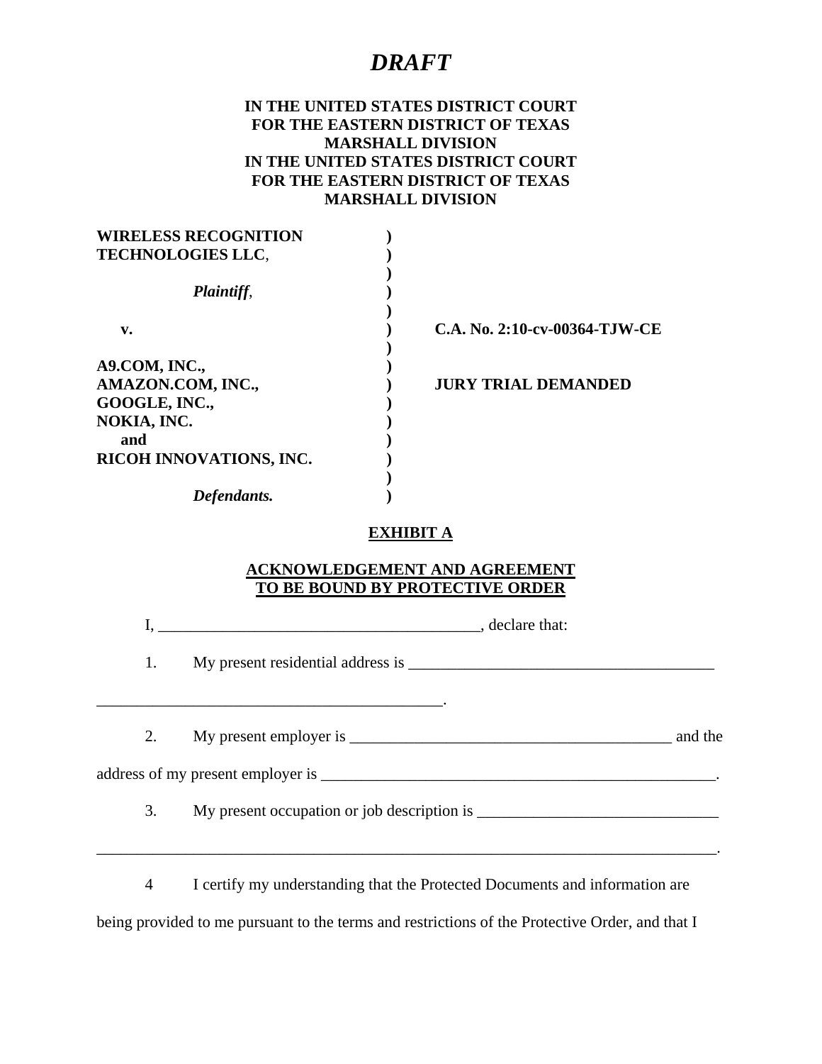# *DRAFT*

**IN THE UNITED STATES DISTRICT COURT**
**FOR THE EASTERN DISTRICT OF TEXAS**
**MARSHALL DIVISION**
**IN THE UNITED STATES DISTRICT COURT**
**FOR THE EASTERN DISTRICT OF TEXAS**
**MARSHALL DIVISION**

| | | |
|---|---|---|
| **WIRELESS RECOGNITION TECHNOLOGIES LLC**, | ) | |
| | ) | |
| ***Plaintiff***, | ) | |
| | ) | |
| **v.** | ) | **C.A. No. 2:10-cv-00364-TJW-CE** |
| | ) | |
| **A9.COM, INC.,** | ) | |
| **AMAZON.COM, INC.,** | ) | **JURY TRIAL DEMANDED** |
| **GOOGLE, INC.,** | ) | |
| **NOKIA, INC.** | ) | |
| **and** | ) | |
| **RICOH INNOVATIONS, INC.** | ) | |
| | ) | |
| ***Defendants.*** | ) | |

**EXHIBIT A**

**ACKNOWLEDGEMENT AND AGREEMENT TO BE BOUND BY PROTECTIVE ORDER**

I, ________________________________________, declare that:

1. My present residential address is ______________________________________ ____________________________________________.

2. My present employer is ________________________________________ and the address of my present employer is __________________________________________________.

3. My present occupation or job description is ______________________________ ______________________________________________________________________________.

4 I certify my understanding that the Protected Documents and information are being provided to me pursuant to the terms and restrictions of the Protective Order, and that I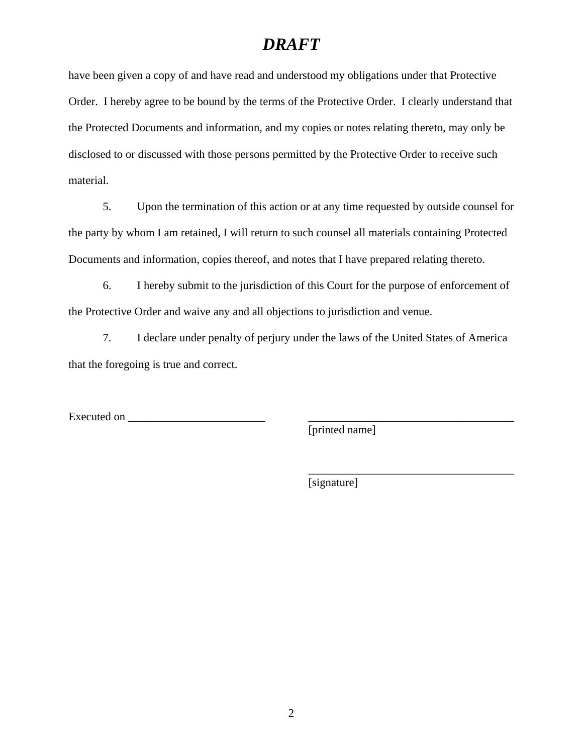# *DRAFT*

have been given a copy of and have read and understood my obligations under that Protective Order. I hereby agree to be bound by the terms of the Protective Order. I clearly understand that the Protected Documents and information, and my copies or notes relating thereto, may only be disclosed to or discussed with those persons permitted by the Protective Order to receive such material.

5. Upon the termination of this action or at any time requested by outside counsel for the party by whom I am retained, I will return to such counsel all materials containing Protected Documents and information, copies thereof, and notes that I have prepared relating thereto.

6. I hereby submit to the jurisdiction of this Court for the purpose of enforcement of the Protective Order and waive any and all objections to jurisdiction and venue.

7. I declare under penalty of perjury under the laws of the United States of America that the foregoing is true and correct.

Executed on ________________________

_____________________________________
[printed name]

_____________________________________
[signature]